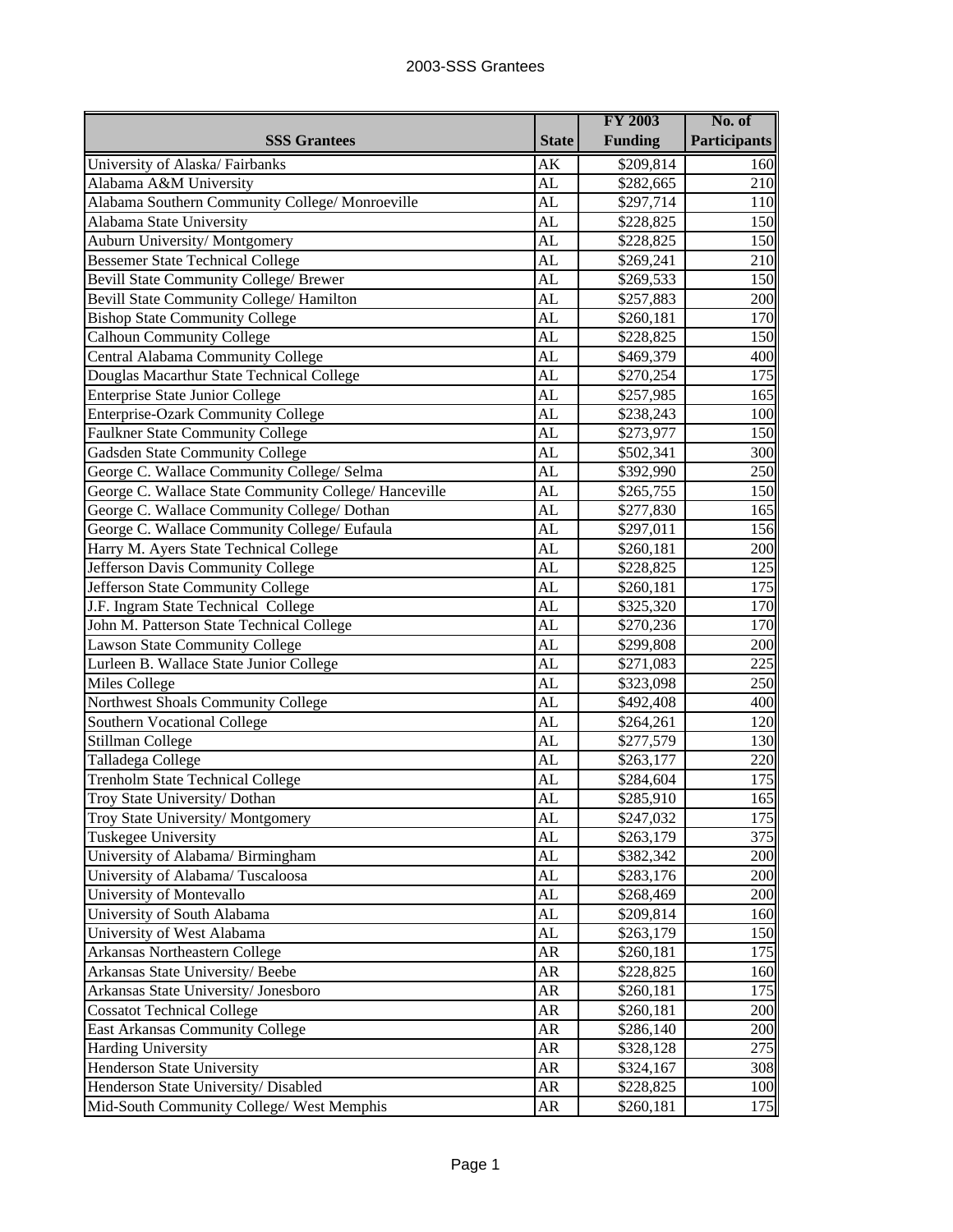# 2003-SSS Grantees

| SSS Grantees | State | FY 2003 Funding | No. of Participants |
|---|---|---|---|
| University of Alaska/ Fairbanks | AK | $209,814 | 160 |
| Alabama A&M University | AL | $282,665 | 210 |
| Alabama Southern Community College/ Monroeville | AL | $297,714 | 110 |
| Alabama State University | AL | $228,825 | 150 |
| Auburn University/ Montgomery | AL | $228,825 | 150 |
| Bessemer State Technical College | AL | $269,241 | 210 |
| Bevill State Community College/ Brewer | AL | $269,533 | 150 |
| Bevill State Community College/ Hamilton | AL | $257,883 | 200 |
| Bishop State Community College | AL | $260,181 | 170 |
| Calhoun Community College | AL | $228,825 | 150 |
| Central Alabama Community College | AL | $469,379 | 400 |
| Douglas Macarthur State Technical College | AL | $270,254 | 175 |
| Enterprise State Junior College | AL | $257,985 | 165 |
| Enterprise-Ozark Community College | AL | $238,243 | 100 |
| Faulkner State Community College | AL | $273,977 | 150 |
| Gadsden State Community College | AL | $502,341 | 300 |
| George C. Wallace Community College/ Selma | AL | $392,990 | 250 |
| George C. Wallace State Community College/ Hanceville | AL | $265,755 | 150 |
| George C. Wallace Community College/ Dothan | AL | $277,830 | 165 |
| George C. Wallace Community College/ Eufaula | AL | $297,011 | 156 |
| Harry M. Ayers State Technical College | AL | $260,181 | 200 |
| Jefferson Davis Community College | AL | $228,825 | 125 |
| Jefferson State Community College | AL | $260,181 | 175 |
| J.F. Ingram State Technical College | AL | $325,320 | 170 |
| John M. Patterson State Technical College | AL | $270,236 | 170 |
| Lawson State Community College | AL | $299,808 | 200 |
| Lurleen B. Wallace State Junior College | AL | $271,083 | 225 |
| Miles College | AL | $323,098 | 250 |
| Northwest Shoals Community College | AL | $492,408 | 400 |
| Southern Vocational College | AL | $264,261 | 120 |
| Stillman College | AL | $277,579 | 130 |
| Talladega College | AL | $263,177 | 220 |
| Trenholm State Technical College | AL | $284,604 | 175 |
| Troy State University/ Dothan | AL | $285,910 | 165 |
| Troy State University/ Montgomery | AL | $247,032 | 175 |
| Tuskegee University | AL | $263,179 | 375 |
| University of Alabama/ Birmingham | AL | $382,342 | 200 |
| University of Alabama/ Tuscaloosa | AL | $283,176 | 200 |
| University of Montevallo | AL | $268,469 | 200 |
| University of South Alabama | AL | $209,814 | 160 |
| University of West Alabama | AL | $263,179 | 150 |
| Arkansas Northeastern College | AR | $260,181 | 175 |
| Arkansas State University/ Beebe | AR | $228,825 | 160 |
| Arkansas State University/ Jonesboro | AR | $260,181 | 175 |
| Cossatot Technical College | AR | $260,181 | 200 |
| East Arkansas Community College | AR | $286,140 | 200 |
| Harding University | AR | $328,128 | 275 |
| Henderson State University | AR | $324,167 | 308 |
| Henderson State University/ Disabled | AR | $228,825 | 100 |
| Mid-South Community College/ West Memphis | AR | $260,181 | 175 |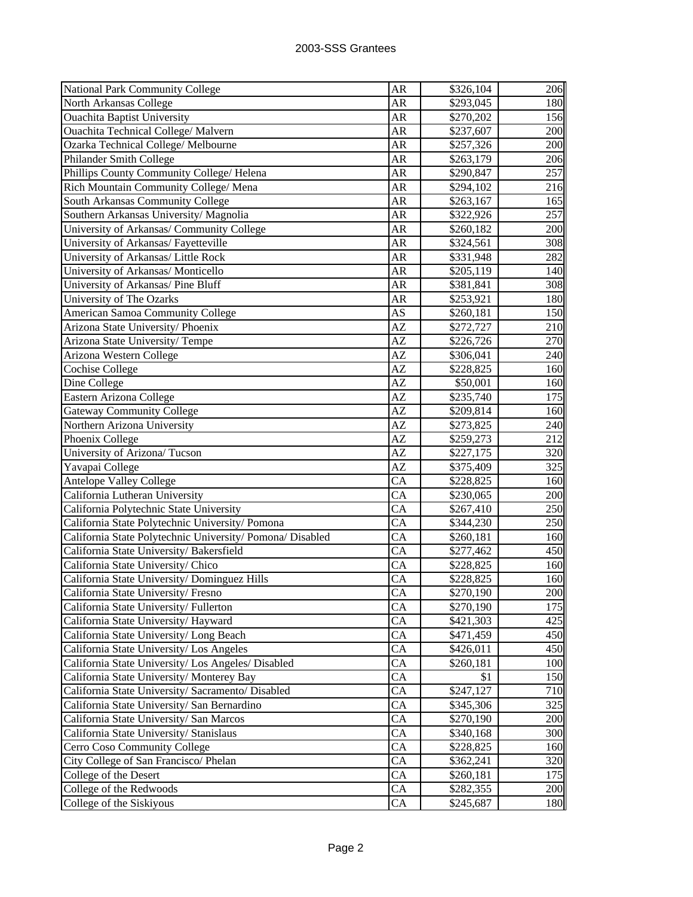| | | | |
|---|---|---|---|
| National Park Community College | AR | $326,104 | 206 |
| North Arkansas College | AR | $293,045 | 180 |
| Ouachita Baptist University | AR | $270,202 | 156 |
| Ouachita Technical College/ Malvern | AR | $237,607 | 200 |
| Ozarka Technical College/ Melbourne | AR | $257,326 | 200 |
| Philander Smith College | AR | $263,179 | 206 |
| Phillips County Community College/ Helena | AR | $290,847 | 257 |
| Rich Mountain Community College/ Mena | AR | $294,102 | 216 |
| South Arkansas Community College | AR | $263,167 | 165 |
| Southern Arkansas University/ Magnolia | AR | $322,926 | 257 |
| University of Arkansas/ Community College | AR | $260,182 | 200 |
| University of Arkansas/ Fayetteville | AR | $324,561 | 308 |
| University of Arkansas/ Little Rock | AR | $331,948 | 282 |
| University of Arkansas/ Monticello | AR | $205,119 | 140 |
| University of Arkansas/ Pine Bluff | AR | $381,841 | 308 |
| University of The Ozarks | AR | $253,921 | 180 |
| American Samoa Community College | AS | $260,181 | 150 |
| Arizona State University/ Phoenix | AZ | $272,727 | 210 |
| Arizona State University/ Tempe | AZ | $226,726 | 270 |
| Arizona Western College | AZ | $306,041 | 240 |
| Cochise College | AZ | $228,825 | 160 |
| Dine College | AZ | $50,001 | 160 |
| Eastern Arizona College | AZ | $235,740 | 175 |
| Gateway Community College | AZ | $209,814 | 160 |
| Northern Arizona University | AZ | $273,825 | 240 |
| Phoenix College | AZ | $259,273 | 212 |
| University of Arizona/ Tucson | AZ | $227,175 | 320 |
| Yavapai College | AZ | $375,409 | 325 |
| Antelope Valley College | CA | $228,825 | 160 |
| California Lutheran University | CA | $230,065 | 200 |
| California Polytechnic State University | CA | $267,410 | 250 |
| California State Polytechnic University/ Pomona | CA | $344,230 | 250 |
| California State Polytechnic University/ Pomona/ Disabled | CA | $260,181 | 160 |
| California State University/ Bakersfield | CA | $277,462 | 450 |
| California State University/ Chico | CA | $228,825 | 160 |
| California State University/ Dominguez Hills | CA | $228,825 | 160 |
| California State University/ Fresno | CA | $270,190 | 200 |
| California State University/ Fullerton | CA | $270,190 | 175 |
| California State University/ Hayward | CA | $421,303 | 425 |
| California State University/ Long Beach | CA | $471,459 | 450 |
| California State University/ Los Angeles | CA | $426,011 | 450 |
| California State University/ Los Angeles/ Disabled | CA | $260,181 | 100 |
| California State University/ Monterey Bay | CA | $1 | 150 |
| California State University/ Sacramento/ Disabled | CA | $247,127 | 710 |
| California State University/ San Bernardino | CA | $345,306 | 325 |
| California State University/ San Marcos | CA | $270,190 | 200 |
| California State University/ Stanislaus | CA | $340,168 | 300 |
| Cerro Coso Community College | CA | $228,825 | 160 |
| City College of San Francisco/ Phelan | CA | $362,241 | 320 |
| College of the Desert | CA | $260,181 | 175 |
| College of the Redwoods | CA | $282,355 | 200 |
| College of the Siskiyous | CA | $245,687 | 180 |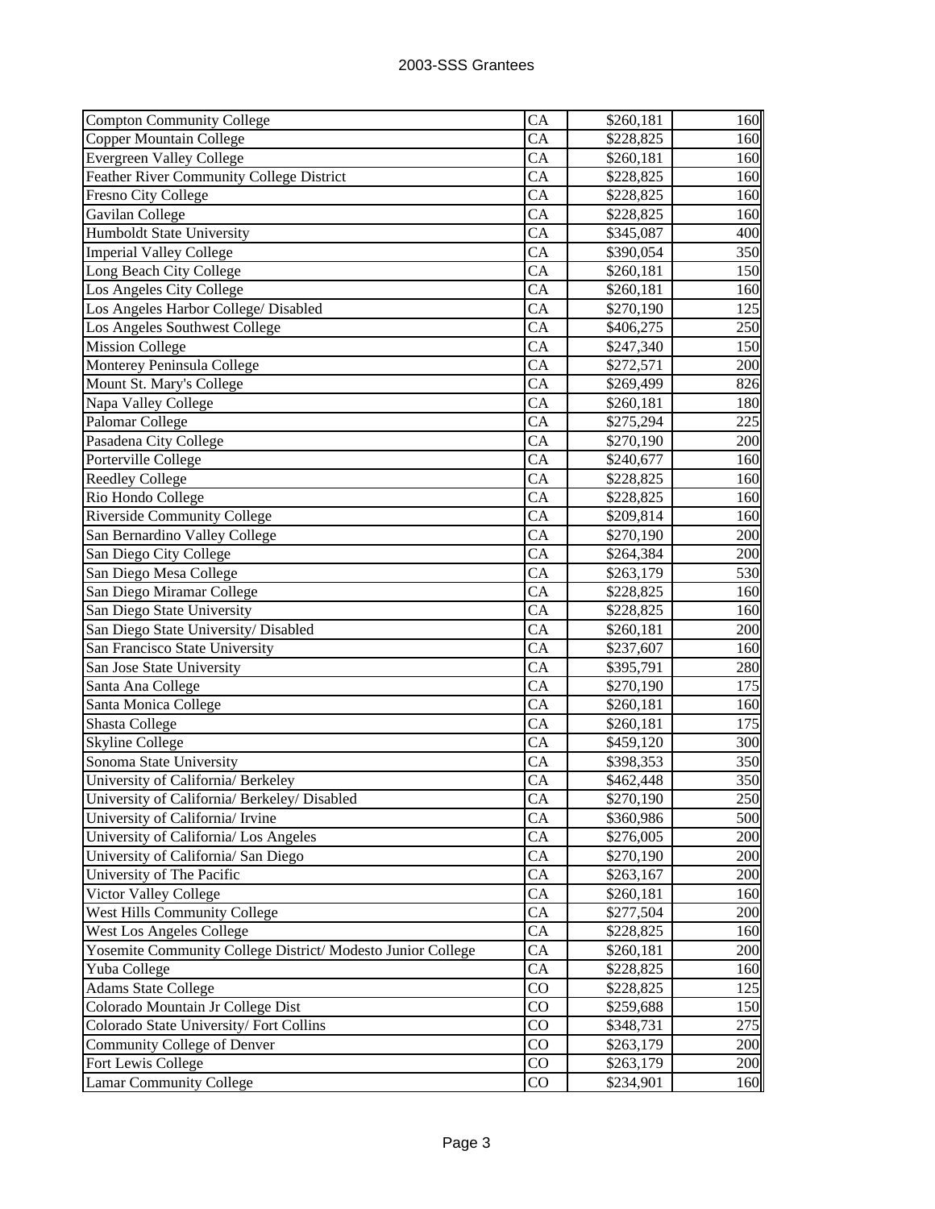| Compton Community College | CA | $260,181 | 160 |
|---|---|---|---|
| Copper Mountain College | CA | $228,825 | 160 |
| Evergreen Valley College | CA | $260,181 | 160 |
| Feather River Community College District | CA | $228,825 | 160 |
| Fresno City College | CA | $228,825 | 160 |
| Gavilan College | CA | $228,825 | 160 |
| Humboldt State University | CA | $345,087 | 400 |
| Imperial Valley College | CA | $390,054 | 350 |
| Long Beach City College | CA | $260,181 | 150 |
| Los Angeles City College | CA | $260,181 | 160 |
| Los Angeles Harbor College/ Disabled | CA | $270,190 | 125 |
| Los Angeles Southwest College | CA | $406,275 | 250 |
| Mission College | CA | $247,340 | 150 |
| Monterey Peninsula College | CA | $272,571 | 200 |
| Mount St. Mary's College | CA | $269,499 | 826 |
| Napa Valley College | CA | $260,181 | 180 |
| Palomar College | CA | $275,294 | 225 |
| Pasadena City College | CA | $270,190 | 200 |
| Porterville College | CA | $240,677 | 160 |
| Reedley College | CA | $228,825 | 160 |
| Rio Hondo College | CA | $228,825 | 160 |
| Riverside Community College | CA | $209,814 | 160 |
| San Bernardino Valley College | CA | $270,190 | 200 |
| San Diego City College | CA | $264,384 | 200 |
| San Diego Mesa College | CA | $263,179 | 530 |
| San Diego Miramar College | CA | $228,825 | 160 |
| San Diego State University | CA | $228,825 | 160 |
| San Diego State University/ Disabled | CA | $260,181 | 200 |
| San Francisco State University | CA | $237,607 | 160 |
| San Jose State University | CA | $395,791 | 280 |
| Santa Ana College | CA | $270,190 | 175 |
| Santa Monica College | CA | $260,181 | 160 |
| Shasta College | CA | $260,181 | 175 |
| Skyline College | CA | $459,120 | 300 |
| Sonoma State University | CA | $398,353 | 350 |
| University of California/ Berkeley | CA | $462,448 | 350 |
| University of California/ Berkeley/ Disabled | CA | $270,190 | 250 |
| University of California/ Irvine | CA | $360,986 | 500 |
| University of California/ Los Angeles | CA | $276,005 | 200 |
| University of California/ San Diego | CA | $270,190 | 200 |
| University of The Pacific | CA | $263,167 | 200 |
| Victor Valley College | CA | $260,181 | 160 |
| West Hills Community College | CA | $277,504 | 200 |
| West Los Angeles College | CA | $228,825 | 160 |
| Yosemite Community College District/ Modesto Junior College | CA | $260,181 | 200 |
| Yuba College | CA | $228,825 | 160 |
| Adams State College | CO | $228,825 | 125 |
| Colorado Mountain Jr College Dist | CO | $259,688 | 150 |
| Colorado State University/ Fort Collins | CO | $348,731 | 275 |
| Community College of Denver | CO | $263,179 | 200 |
| Fort Lewis College | CO | $263,179 | 200 |
| Lamar Community College | CO | $234,901 | 160 |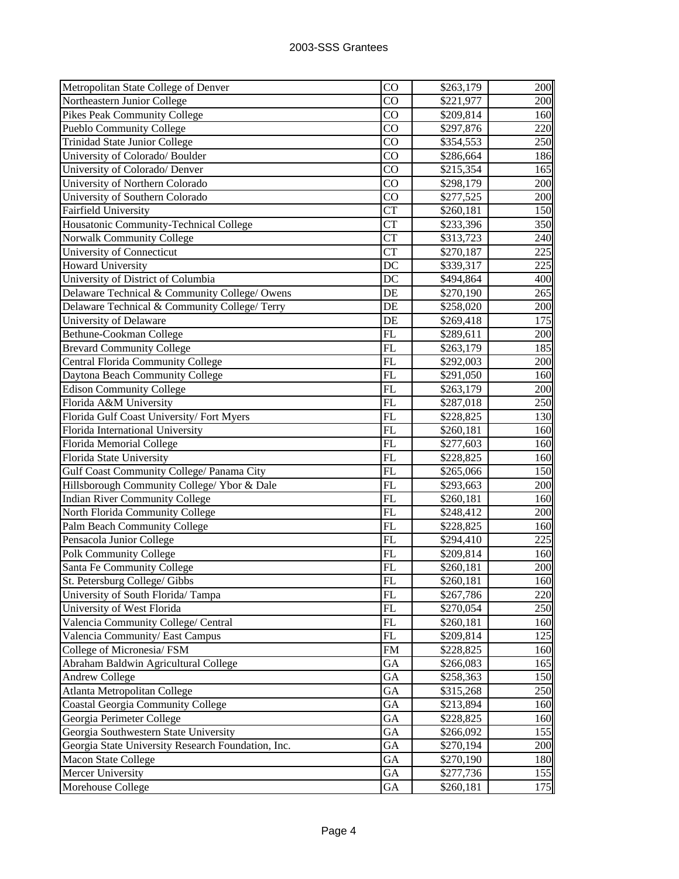| | | | |
|---|---|---|---|
| Metropolitan State College of Denver | CO | $263,179 | 200 |
| Northeastern Junior College | CO | $221,977 | 200 |
| Pikes Peak Community College | CO | $209,814 | 160 |
| Pueblo Community College | CO | $297,876 | 220 |
| Trinidad State Junior College | CO | $354,553 | 250 |
| University of Colorado/ Boulder | CO | $286,664 | 186 |
| University of Colorado/ Denver | CO | $215,354 | 165 |
| University of Northern Colorado | CO | $298,179 | 200 |
| University of Southern Colorado | CO | $277,525 | 200 |
| Fairfield University | CT | $260,181 | 150 |
| Housatonic Community-Technical College | CT | $233,396 | 350 |
| Norwalk Community College | CT | $313,723 | 240 |
| University of Connecticut | CT | $270,187 | 225 |
| Howard University | DC | $339,317 | 225 |
| University of District of Columbia | DC | $494,864 | 400 |
| Delaware Technical & Community College/ Owens | DE | $270,190 | 265 |
| Delaware Technical & Community College/ Terry | DE | $258,020 | 200 |
| University of Delaware | DE | $269,418 | 175 |
| Bethune-Cookman College | FL | $289,611 | 200 |
| Brevard Community College | FL | $263,179 | 185 |
| Central Florida Community College | FL | $292,003 | 200 |
| Daytona Beach Community College | FL | $291,050 | 160 |
| Edison Community College | FL | $263,179 | 200 |
| Florida A&M University | FL | $287,018 | 250 |
| Florida Gulf Coast University/ Fort Myers | FL | $228,825 | 130 |
| Florida International University | FL | $260,181 | 160 |
| Florida Memorial College | FL | $277,603 | 160 |
| Florida State University | FL | $228,825 | 160 |
| Gulf Coast Community College/ Panama City | FL | $265,066 | 150 |
| Hillsborough Community College/ Ybor & Dale | FL | $293,663 | 200 |
| Indian River Community College | FL | $260,181 | 160 |
| North Florida Community College | FL | $248,412 | 200 |
| Palm Beach Community College | FL | $228,825 | 160 |
| Pensacola Junior College | FL | $294,410 | 225 |
| Polk Community College | FL | $209,814 | 160 |
| Santa Fe Community College | FL | $260,181 | 200 |
| St. Petersburg College/ Gibbs | FL | $260,181 | 160 |
| University of South Florida/ Tampa | FL | $267,786 | 220 |
| University of West Florida | FL | $270,054 | 250 |
| Valencia Community College/ Central | FL | $260,181 | 160 |
| Valencia Community/ East Campus | FL | $209,814 | 125 |
| College of Micronesia/ FSM | FM | $228,825 | 160 |
| Abraham Baldwin Agricultural College | GA | $266,083 | 165 |
| Andrew College | GA | $258,363 | 150 |
| Atlanta Metropolitan College | GA | $315,268 | 250 |
| Coastal Georgia Community College | GA | $213,894 | 160 |
| Georgia Perimeter College | GA | $228,825 | 160 |
| Georgia Southwestern State University | GA | $266,092 | 155 |
| Georgia State University Research Foundation, Inc. | GA | $270,194 | 200 |
| Macon State College | GA | $270,190 | 180 |
| Mercer University | GA | $277,736 | 155 |
| Morehouse College | GA | $260,181 | 175 |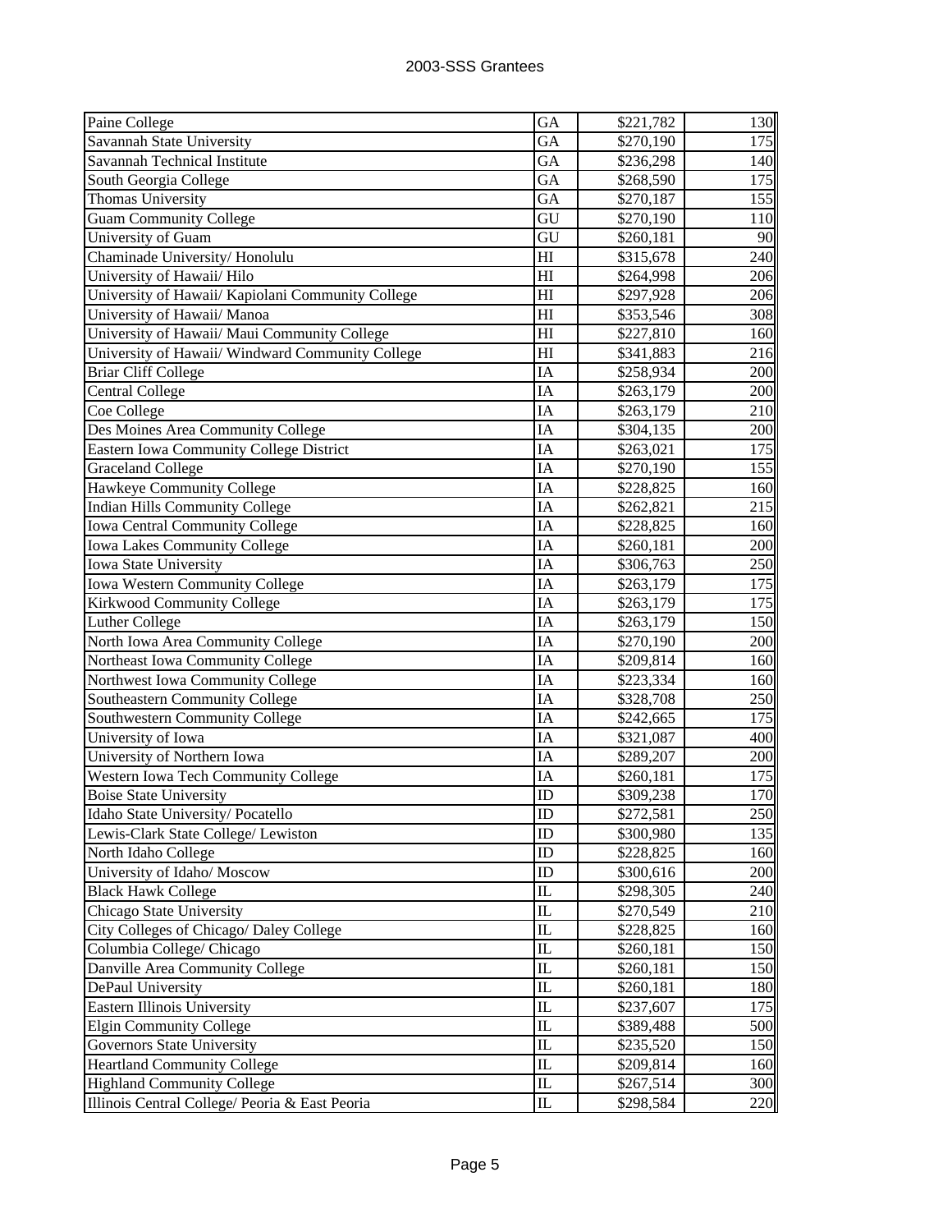| | | | |
|---|---|---|---|
| Paine College | GA | $221,782 | 130 |
| Savannah State University | GA | $270,190 | 175 |
| Savannah Technical Institute | GA | $236,298 | 140 |
| South Georgia College | GA | $268,590 | 175 |
| Thomas University | GA | $270,187 | 155 |
| Guam Community College | GU | $270,190 | 110 |
| University of Guam | GU | $260,181 | 90 |
| Chaminade University/ Honolulu | HI | $315,678 | 240 |
| University of Hawaii/ Hilo | HI | $264,998 | 206 |
| University of Hawaii/ Kapiolani Community College | HI | $297,928 | 206 |
| University of Hawaii/ Manoa | HI | $353,546 | 308 |
| University of Hawaii/ Maui Community College | HI | $227,810 | 160 |
| University of Hawaii/ Windward Community College | HI | $341,883 | 216 |
| Briar Cliff College | IA | $258,934 | 200 |
| Central College | IA | $263,179 | 200 |
| Coe College | IA | $263,179 | 210 |
| Des Moines Area Community College | IA | $304,135 | 200 |
| Eastern Iowa Community College District | IA | $263,021 | 175 |
| Graceland College | IA | $270,190 | 155 |
| Hawkeye Community College | IA | $228,825 | 160 |
| Indian Hills Community College | IA | $262,821 | 215 |
| Iowa Central Community College | IA | $228,825 | 160 |
| Iowa Lakes Community College | IA | $260,181 | 200 |
| Iowa State University | IA | $306,763 | 250 |
| Iowa Western Community College | IA | $263,179 | 175 |
| Kirkwood Community College | IA | $263,179 | 175 |
| Luther College | IA | $263,179 | 150 |
| North Iowa Area Community College | IA | $270,190 | 200 |
| Northeast Iowa Community College | IA | $209,814 | 160 |
| Northwest Iowa Community College | IA | $223,334 | 160 |
| Southeastern Community College | IA | $328,708 | 250 |
| Southwestern Community College | IA | $242,665 | 175 |
| University of Iowa | IA | $321,087 | 400 |
| University of Northern Iowa | IA | $289,207 | 200 |
| Western Iowa Tech Community College | IA | $260,181 | 175 |
| Boise State University | ID | $309,238 | 170 |
| Idaho State University/ Pocatello | ID | $272,581 | 250 |
| Lewis-Clark State College/ Lewiston | ID | $300,980 | 135 |
| North Idaho College | ID | $228,825 | 160 |
| University of Idaho/ Moscow | ID | $300,616 | 200 |
| Black Hawk College | IL | $298,305 | 240 |
| Chicago State University | IL | $270,549 | 210 |
| City Colleges of Chicago/ Daley College | IL | $228,825 | 160 |
| Columbia College/ Chicago | IL | $260,181 | 150 |
| Danville Area Community College | IL | $260,181 | 150 |
| DePaul University | IL | $260,181 | 180 |
| Eastern Illinois University | IL | $237,607 | 175 |
| Elgin Community College | IL | $389,488 | 500 |
| Governors State University | IL | $235,520 | 150 |
| Heartland Community College | IL | $209,814 | 160 |
| Highland Community College | IL | $267,514 | 300 |
| Illinois Central College/ Peoria & East Peoria | IL | $298,584 | 220 |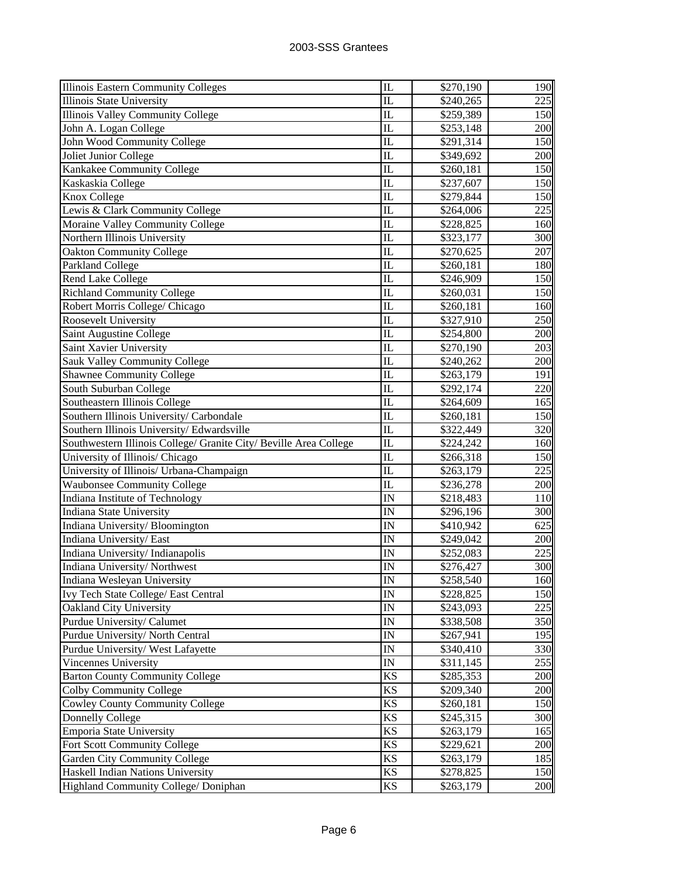| | | | |
|---|---|---|---|
| Illinois Eastern Community Colleges | IL | $270,190 | 190 |
| Illinois State University | IL | $240,265 | 225 |
| Illinois Valley Community College | IL | $259,389 | 150 |
| John A. Logan College | IL | $253,148 | 200 |
| John Wood Community College | IL | $291,314 | 150 |
| Joliet Junior College | IL | $349,692 | 200 |
| Kankakee Community College | IL | $260,181 | 150 |
| Kaskaskia College | IL | $237,607 | 150 |
| Knox College | IL | $279,844 | 150 |
| Lewis & Clark Community College | IL | $264,006 | 225 |
| Moraine Valley Community College | IL | $228,825 | 160 |
| Northern Illinois University | IL | $323,177 | 300 |
| Oakton Community College | IL | $270,625 | 207 |
| Parkland College | IL | $260,181 | 180 |
| Rend Lake College | IL | $246,909 | 150 |
| Richland Community College | IL | $260,031 | 150 |
| Robert Morris College/ Chicago | IL | $260,181 | 160 |
| Roosevelt University | IL | $327,910 | 250 |
| Saint Augustine College | IL | $254,800 | 200 |
| Saint Xavier University | IL | $270,190 | 203 |
| Sauk Valley Community College | IL | $240,262 | 200 |
| Shawnee Community College | IL | $263,179 | 191 |
| South Suburban College | IL | $292,174 | 220 |
| Southeastern Illinois College | IL | $264,609 | 165 |
| Southern Illinois University/ Carbondale | IL | $260,181 | 150 |
| Southern Illinois University/ Edwardsville | IL | $322,449 | 320 |
| Southwestern Illinois College/ Granite City/ Beville Area College | IL | $224,242 | 160 |
| University of Illinois/ Chicago | IL | $266,318 | 150 |
| University of Illinois/ Urbana-Champaign | IL | $263,179 | 225 |
| Waubonsee Community College | IL | $236,278 | 200 |
| Indiana Institute of Technology | IN | $218,483 | 110 |
| Indiana State University | IN | $296,196 | 300 |
| Indiana University/ Bloomington | IN | $410,942 | 625 |
| Indiana University/ East | IN | $249,042 | 200 |
| Indiana University/ Indianapolis | IN | $252,083 | 225 |
| Indiana University/ Northwest | IN | $276,427 | 300 |
| Indiana Wesleyan University | IN | $258,540 | 160 |
| Ivy Tech State College/ East Central | IN | $228,825 | 150 |
| Oakland City University | IN | $243,093 | 225 |
| Purdue University/ Calumet | IN | $338,508 | 350 |
| Purdue University/ North Central | IN | $267,941 | 195 |
| Purdue University/ West Lafayette | IN | $340,410 | 330 |
| Vincennes University | IN | $311,145 | 255 |
| Barton County Community College | KS | $285,353 | 200 |
| Colby Community College | KS | $209,340 | 200 |
| Cowley County Community College | KS | $260,181 | 150 |
| Donnelly College | KS | $245,315 | 300 |
| Emporia State University | KS | $263,179 | 165 |
| Fort Scott Community College | KS | $229,621 | 200 |
| Garden City Community College | KS | $263,179 | 185 |
| Haskell Indian Nations University | KS | $278,825 | 150 |
| Highland Community College/ Doniphan | KS | $263,179 | 200 |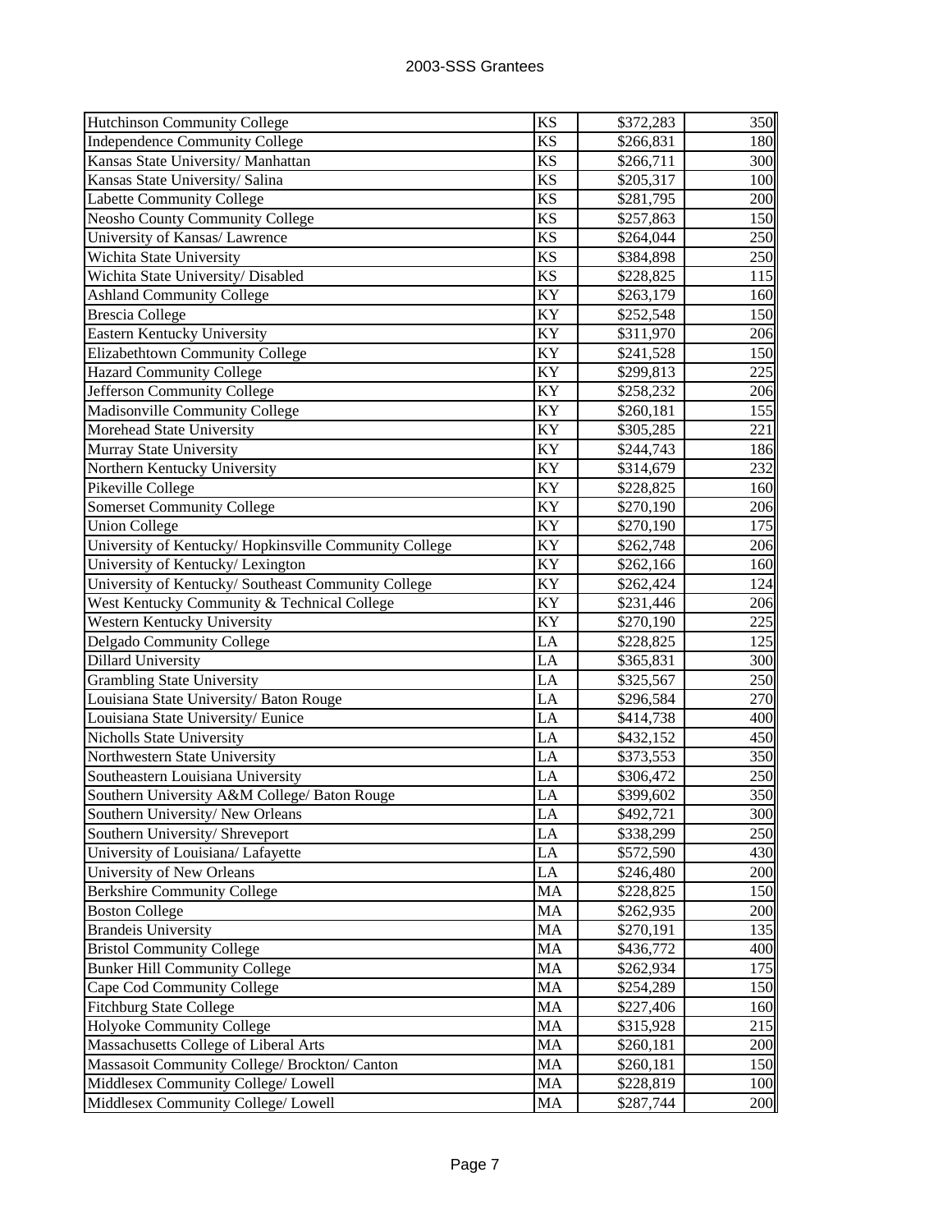| | | | |
|---|---|---|---|
| Hutchinson Community College | KS | $372,283 | 350 |
| Independence Community College | KS | $266,831 | 180 |
| Kansas State University/ Manhattan | KS | $266,711 | 300 |
| Kansas State University/ Salina | KS | $205,317 | 100 |
| Labette Community College | KS | $281,795 | 200 |
| Neosho County Community College | KS | $257,863 | 150 |
| University of Kansas/ Lawrence | KS | $264,044 | 250 |
| Wichita State University | KS | $384,898 | 250 |
| Wichita State University/ Disabled | KS | $228,825 | 115 |
| Ashland Community College | KY | $263,179 | 160 |
| Brescia College | KY | $252,548 | 150 |
| Eastern Kentucky University | KY | $311,970 | 206 |
| Elizabethtown Community College | KY | $241,528 | 150 |
| Hazard Community College | KY | $299,813 | 225 |
| Jefferson Community College | KY | $258,232 | 206 |
| Madisonville Community College | KY | $260,181 | 155 |
| Morehead State University | KY | $305,285 | 221 |
| Murray State University | KY | $244,743 | 186 |
| Northern Kentucky University | KY | $314,679 | 232 |
| Pikeville College | KY | $228,825 | 160 |
| Somerset Community College | KY | $270,190 | 206 |
| Union College | KY | $270,190 | 175 |
| University of Kentucky/ Hopkinsville Community College | KY | $262,748 | 206 |
| University of Kentucky/ Lexington | KY | $262,166 | 160 |
| University of Kentucky/ Southeast Community College | KY | $262,424 | 124 |
| West Kentucky Community & Technical College | KY | $231,446 | 206 |
| Western Kentucky University | KY | $270,190 | 225 |
| Delgado Community College | LA | $228,825 | 125 |
| Dillard University | LA | $365,831 | 300 |
| Grambling State University | LA | $325,567 | 250 |
| Louisiana State University/ Baton Rouge | LA | $296,584 | 270 |
| Louisiana State University/ Eunice | LA | $414,738 | 400 |
| Nicholls State University | LA | $432,152 | 450 |
| Northwestern State University | LA | $373,553 | 350 |
| Southeastern Louisiana University | LA | $306,472 | 250 |
| Southern University A&M College/ Baton Rouge | LA | $399,602 | 350 |
| Southern University/ New Orleans | LA | $492,721 | 300 |
| Southern University/ Shreveport | LA | $338,299 | 250 |
| University of Louisiana/ Lafayette | LA | $572,590 | 430 |
| University of New Orleans | LA | $246,480 | 200 |
| Berkshire Community College | MA | $228,825 | 150 |
| Boston College | MA | $262,935 | 200 |
| Brandeis University | MA | $270,191 | 135 |
| Bristol Community College | MA | $436,772 | 400 |
| Bunker Hill Community College | MA | $262,934 | 175 |
| Cape Cod Community College | MA | $254,289 | 150 |
| Fitchburg State College | MA | $227,406 | 160 |
| Holyoke Community College | MA | $315,928 | 215 |
| Massachusetts College of Liberal Arts | MA | $260,181 | 200 |
| Massasoit Community College/ Brockton/ Canton | MA | $260,181 | 150 |
| Middlesex Community College/ Lowell | MA | $228,819 | 100 |
| Middlesex Community College/ Lowell | MA | $287,744 | 200 |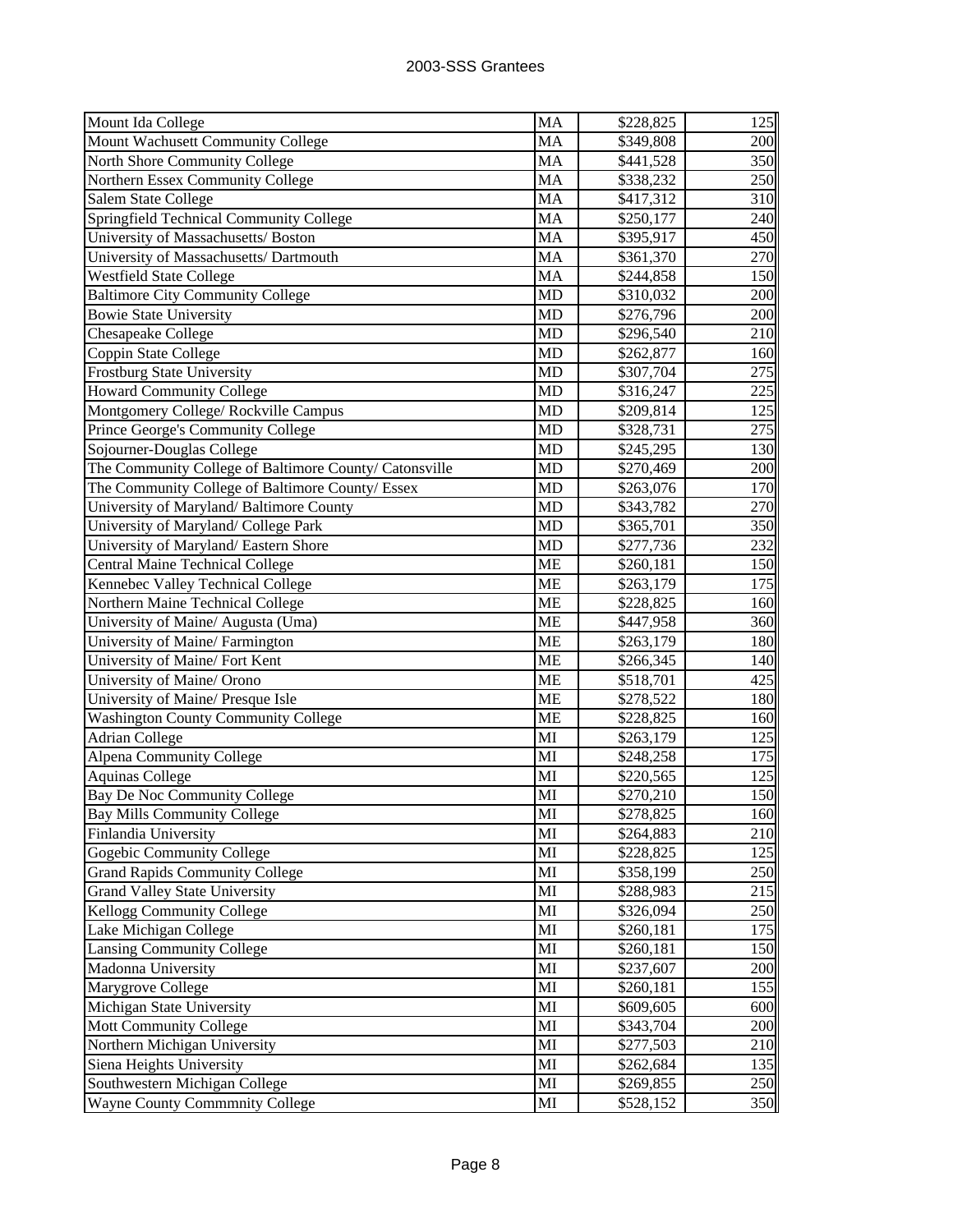| | | | |
|---|---|---|---|
| Mount Ida College | MA | $228,825 | 125 |
| Mount Wachusett Community College | MA | $349,808 | 200 |
| North Shore Community College | MA | $441,528 | 350 |
| Northern Essex Community College | MA | $338,232 | 250 |
| Salem State College | MA | $417,312 | 310 |
| Springfield Technical Community College | MA | $250,177 | 240 |
| University of Massachusetts/ Boston | MA | $395,917 | 450 |
| University of Massachusetts/ Dartmouth | MA | $361,370 | 270 |
| Westfield State College | MA | $244,858 | 150 |
| Baltimore City Community College | MD | $310,032 | 200 |
| Bowie State University | MD | $276,796 | 200 |
| Chesapeake College | MD | $296,540 | 210 |
| Coppin State College | MD | $262,877 | 160 |
| Frostburg State University | MD | $307,704 | 275 |
| Howard Community College | MD | $316,247 | 225 |
| Montgomery College/ Rockville Campus | MD | $209,814 | 125 |
| Prince George's Community College | MD | $328,731 | 275 |
| Sojourner-Douglas College | MD | $245,295 | 130 |
| The Community College of Baltimore County/ Catonsville | MD | $270,469 | 200 |
| The Community College of Baltimore County/ Essex | MD | $263,076 | 170 |
| University of Maryland/ Baltimore County | MD | $343,782 | 270 |
| University of Maryland/ College Park | MD | $365,701 | 350 |
| University of Maryland/ Eastern Shore | MD | $277,736 | 232 |
| Central Maine Technical College | ME | $260,181 | 150 |
| Kennebec Valley Technical College | ME | $263,179 | 175 |
| Northern Maine Technical College | ME | $228,825 | 160 |
| University of Maine/ Augusta (Uma) | ME | $447,958 | 360 |
| University of Maine/ Farmington | ME | $263,179 | 180 |
| University of Maine/ Fort Kent | ME | $266,345 | 140 |
| University of Maine/ Orono | ME | $518,701 | 425 |
| University of Maine/ Presque Isle | ME | $278,522 | 180 |
| Washington County Community College | ME | $228,825 | 160 |
| Adrian College | MI | $263,179 | 125 |
| Alpena Community College | MI | $248,258 | 175 |
| Aquinas College | MI | $220,565 | 125 |
| Bay De Noc Community College | MI | $270,210 | 150 |
| Bay Mills Community College | MI | $278,825 | 160 |
| Finlandia University | MI | $264,883 | 210 |
| Gogebic Community College | MI | $228,825 | 125 |
| Grand Rapids Community College | MI | $358,199 | 250 |
| Grand Valley State University | MI | $288,983 | 215 |
| Kellogg Community College | MI | $326,094 | 250 |
| Lake Michigan College | MI | $260,181 | 175 |
| Lansing Community College | MI | $260,181 | 150 |
| Madonna University | MI | $237,607 | 200 |
| Marygrove College | MI | $260,181 | 155 |
| Michigan State University | MI | $609,605 | 600 |
| Mott Community College | MI | $343,704 | 200 |
| Northern Michigan University | MI | $277,503 | 210 |
| Siena Heights University | MI | $262,684 | 135 |
| Southwestern Michigan College | MI | $269,855 | 250 |
| Wayne County Commmnity College | MI | $528,152 | 350 |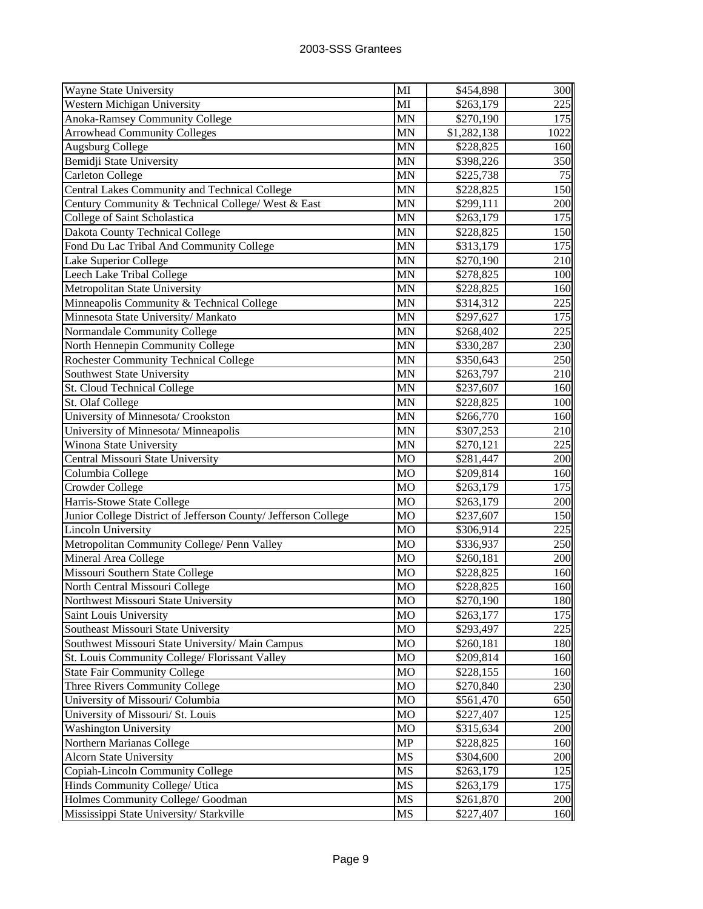| Wayne State University | MI | $454,898 | 300 |
|---|---|---|---|
| Western Michigan University | MI | $263,179 | 225 |
| Anoka-Ramsey Community College | MN | $270,190 | 175 |
| Arrowhead Community Colleges | MN | $1,282,138 | 1022 |
| Augsburg College | MN | $228,825 | 160 |
| Bemidji State University | MN | $398,226 | 350 |
| Carleton College | MN | $225,738 | 75 |
| Central Lakes Community and Technical College | MN | $228,825 | 150 |
| Century Community & Technical College/ West & East | MN | $299,111 | 200 |
| College of Saint Scholastica | MN | $263,179 | 175 |
| Dakota County Technical College | MN | $228,825 | 150 |
| Fond Du Lac Tribal And Community College | MN | $313,179 | 175 |
| Lake Superior College | MN | $270,190 | 210 |
| Leech Lake Tribal College | MN | $278,825 | 100 |
| Metropolitan State University | MN | $228,825 | 160 |
| Minneapolis Community & Technical College | MN | $314,312 | 225 |
| Minnesota State University/ Mankato | MN | $297,627 | 175 |
| Normandale Community College | MN | $268,402 | 225 |
| North Hennepin Community College | MN | $330,287 | 230 |
| Rochester Community Technical College | MN | $350,643 | 250 |
| Southwest State University | MN | $263,797 | 210 |
| St. Cloud Technical College | MN | $237,607 | 160 |
| St. Olaf College | MN | $228,825 | 100 |
| University of Minnesota/ Crookston | MN | $266,770 | 160 |
| University of Minnesota/ Minneapolis | MN | $307,253 | 210 |
| Winona State University | MN | $270,121 | 225 |
| Central Missouri State University | MO | $281,447 | 200 |
| Columbia College | MO | $209,814 | 160 |
| Crowder College | MO | $263,179 | 175 |
| Harris-Stowe State College | MO | $263,179 | 200 |
| Junior College District of Jefferson County/ Jefferson College | MO | $237,607 | 150 |
| Lincoln University | MO | $306,914 | 225 |
| Metropolitan Community College/ Penn Valley | MO | $336,937 | 250 |
| Mineral Area College | MO | $260,181 | 200 |
| Missouri Southern State College | MO | $228,825 | 160 |
| North Central Missouri College | MO | $228,825 | 160 |
| Northwest Missouri State University | MO | $270,190 | 180 |
| Saint Louis University | MO | $263,177 | 175 |
| Southeast Missouri State University | MO | $293,497 | 225 |
| Southwest Missouri State University/ Main Campus | MO | $260,181 | 180 |
| St. Louis Community College/ Florissant Valley | MO | $209,814 | 160 |
| State Fair Community College | MO | $228,155 | 160 |
| Three Rivers Community College | MO | $270,840 | 230 |
| University of Missouri/ Columbia | MO | $561,470 | 650 |
| University of Missouri/ St. Louis | MO | $227,407 | 125 |
| Washington University | MO | $315,634 | 200 |
| Northern Marianas College | MP | $228,825 | 160 |
| Alcorn State University | MS | $304,600 | 200 |
| Copiah-Lincoln Community College | MS | $263,179 | 125 |
| Hinds Community College/ Utica | MS | $263,179 | 175 |
| Holmes Community College/ Goodman | MS | $261,870 | 200 |
| Mississippi State University/ Starkville | MS | $227,407 | 160 |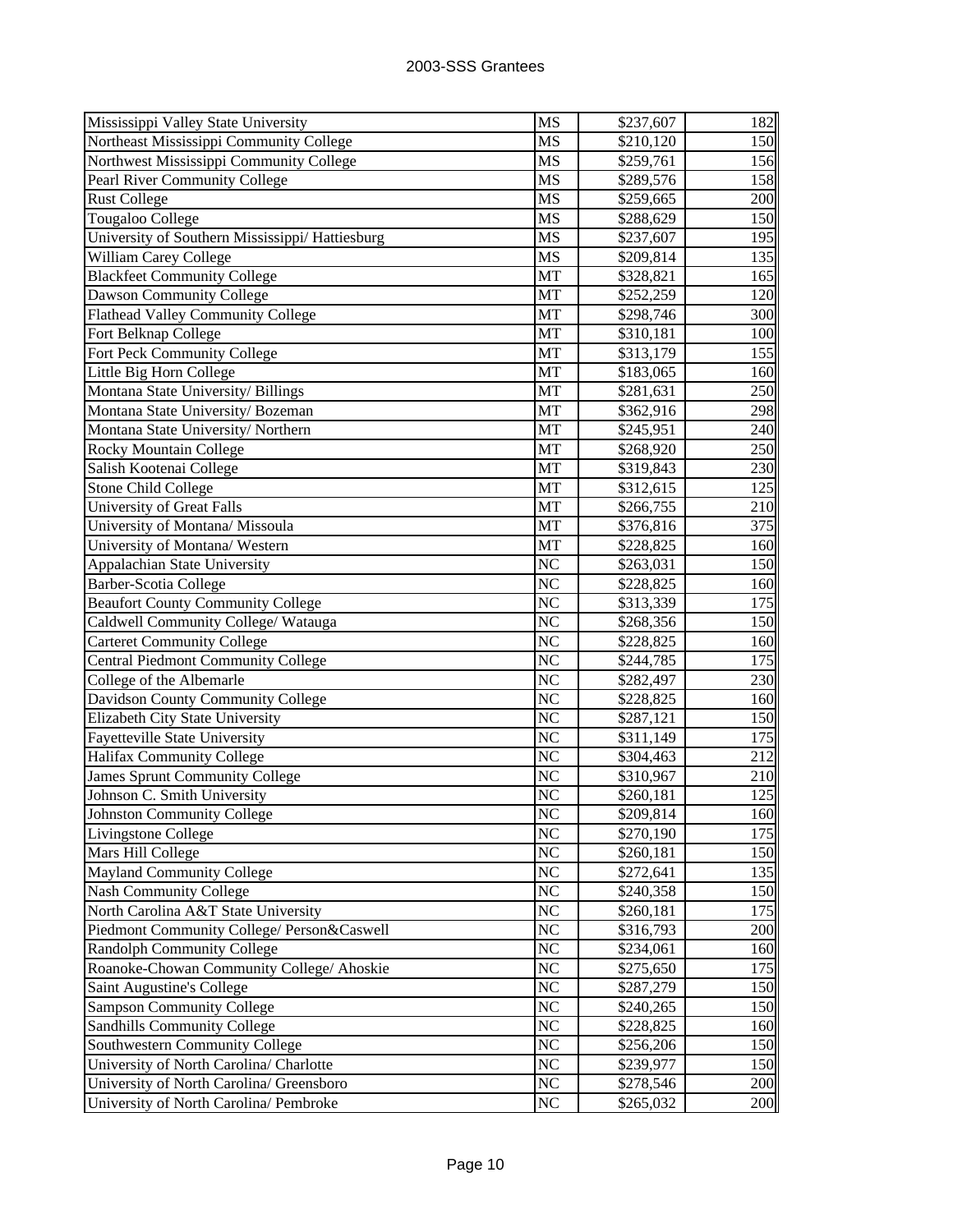| | | | |
|---|---|---|---|
| Mississippi Valley State University | MS | $237,607 | 182 |
| Northeast Mississippi Community College | MS | $210,120 | 150 |
| Northwest Mississippi Community College | MS | $259,761 | 156 |
| Pearl River Community College | MS | $289,576 | 158 |
| Rust College | MS | $259,665 | 200 |
| Tougaloo College | MS | $288,629 | 150 |
| University of Southern Mississippi/ Hattiesburg | MS | $237,607 | 195 |
| William Carey College | MS | $209,814 | 135 |
| Blackfeet Community College | MT | $328,821 | 165 |
| Dawson Community College | MT | $252,259 | 120 |
| Flathead Valley Community College | MT | $298,746 | 300 |
| Fort Belknap College | MT | $310,181 | 100 |
| Fort Peck Community College | MT | $313,179 | 155 |
| Little Big Horn College | MT | $183,065 | 160 |
| Montana State University/ Billings | MT | $281,631 | 250 |
| Montana State University/ Bozeman | MT | $362,916 | 298 |
| Montana State University/ Northern | MT | $245,951 | 240 |
| Rocky Mountain College | MT | $268,920 | 250 |
| Salish Kootenai College | MT | $319,843 | 230 |
| Stone Child College | MT | $312,615 | 125 |
| University of Great Falls | MT | $266,755 | 210 |
| University of Montana/ Missoula | MT | $376,816 | 375 |
| University of Montana/ Western | MT | $228,825 | 160 |
| Appalachian State University | NC | $263,031 | 150 |
| Barber-Scotia College | NC | $228,825 | 160 |
| Beaufort County Community College | NC | $313,339 | 175 |
| Caldwell Community College/ Watauga | NC | $268,356 | 150 |
| Carteret Community College | NC | $228,825 | 160 |
| Central Piedmont Community College | NC | $244,785 | 175 |
| College of the Albemarle | NC | $282,497 | 230 |
| Davidson County Community College | NC | $228,825 | 160 |
| Elizabeth City State University | NC | $287,121 | 150 |
| Fayetteville State University | NC | $311,149 | 175 |
| Halifax Community College | NC | $304,463 | 212 |
| James Sprunt Community College | NC | $310,967 | 210 |
| Johnson C. Smith University | NC | $260,181 | 125 |
| Johnston Community College | NC | $209,814 | 160 |
| Livingstone College | NC | $270,190 | 175 |
| Mars Hill College | NC | $260,181 | 150 |
| Mayland Community College | NC | $272,641 | 135 |
| Nash Community College | NC | $240,358 | 150 |
| North Carolina A&T State University | NC | $260,181 | 175 |
| Piedmont Community College/ Person&Caswell | NC | $316,793 | 200 |
| Randolph Community College | NC | $234,061 | 160 |
| Roanoke-Chowan Community College/ Ahoskie | NC | $275,650 | 175 |
| Saint Augustine's College | NC | $287,279 | 150 |
| Sampson Community College | NC | $240,265 | 150 |
| Sandhills Community College | NC | $228,825 | 160 |
| Southwestern Community College | NC | $256,206 | 150 |
| University of North Carolina/ Charlotte | NC | $239,977 | 150 |
| University of North Carolina/ Greensboro | NC | $278,546 | 200 |
| University of North Carolina/ Pembroke | NC | $265,032 | 200 |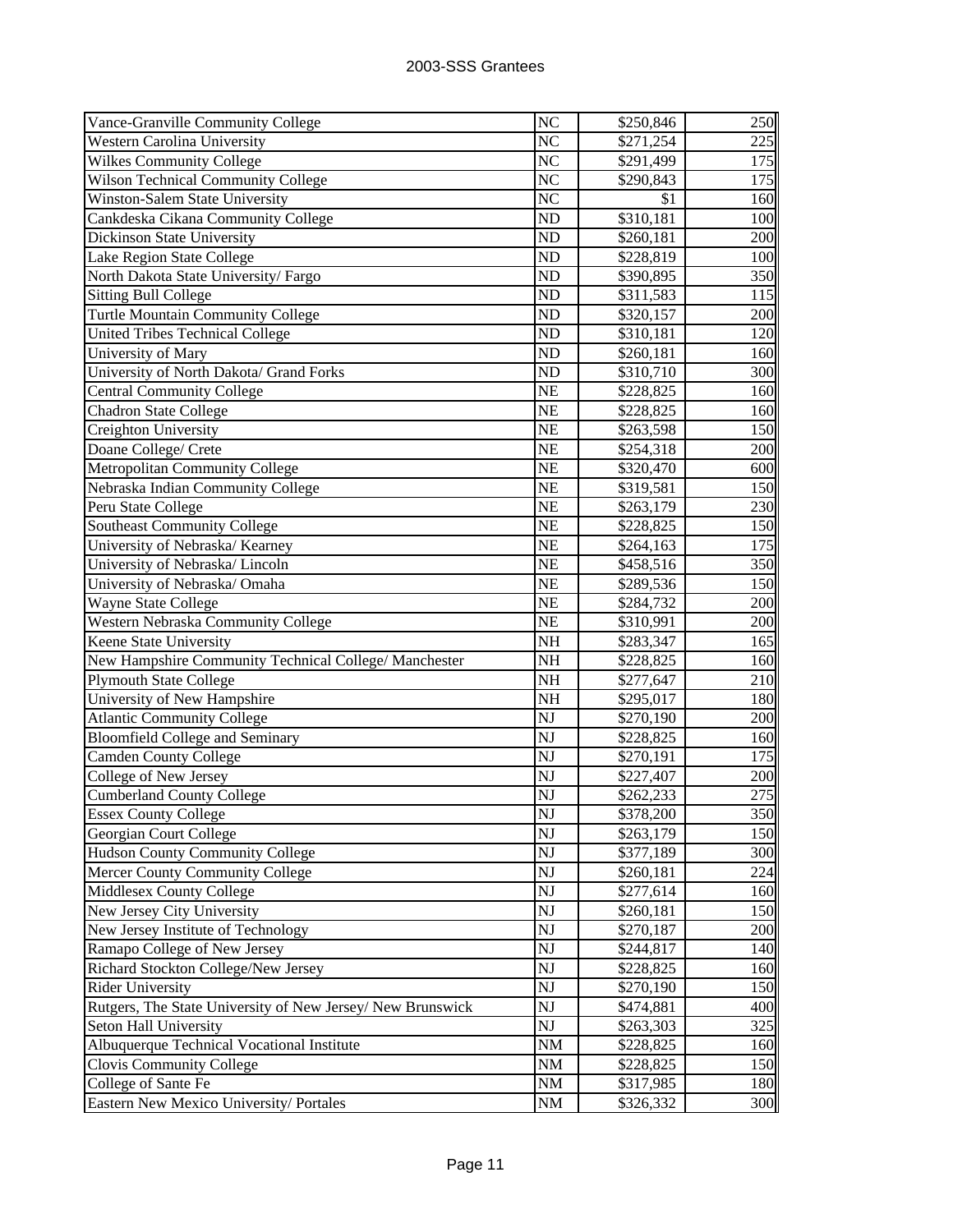| Vance-Granville Community College | NC | $250,846 | 250 |
|---|---|---|---|
| Western Carolina University | NC | $271,254 | 225 |
| Wilkes Community College | NC | $291,499 | 175 |
| Wilson Technical Community College | NC | $290,843 | 175 |
| Winston-Salem State University | NC | $1 | 160 |
| Cankdeska Cikana Community College | ND | $310,181 | 100 |
| Dickinson State University | ND | $260,181 | 200 |
| Lake Region State College | ND | $228,819 | 100 |
| North Dakota State University/ Fargo | ND | $390,895 | 350 |
| Sitting Bull College | ND | $311,583 | 115 |
| Turtle Mountain Community College | ND | $320,157 | 200 |
| United Tribes Technical College | ND | $310,181 | 120 |
| University of Mary | ND | $260,181 | 160 |
| University of North Dakota/ Grand Forks | ND | $310,710 | 300 |
| Central Community College | NE | $228,825 | 160 |
| Chadron State College | NE | $228,825 | 160 |
| Creighton University | NE | $263,598 | 150 |
| Doane College/ Crete | NE | $254,318 | 200 |
| Metropolitan Community College | NE | $320,470 | 600 |
| Nebraska Indian Community College | NE | $319,581 | 150 |
| Peru State College | NE | $263,179 | 230 |
| Southeast Community College | NE | $228,825 | 150 |
| University of Nebraska/ Kearney | NE | $264,163 | 175 |
| University of Nebraska/ Lincoln | NE | $458,516 | 350 |
| University of Nebraska/ Omaha | NE | $289,536 | 150 |
| Wayne State College | NE | $284,732 | 200 |
| Western Nebraska Community College | NE | $310,991 | 200 |
| Keene State University | NH | $283,347 | 165 |
| New Hampshire Community Technical College/ Manchester | NH | $228,825 | 160 |
| Plymouth State College | NH | $277,647 | 210 |
| University of New Hampshire | NH | $295,017 | 180 |
| Atlantic Community College | NJ | $270,190 | 200 |
| Bloomfield College and Seminary | NJ | $228,825 | 160 |
| Camden County College | NJ | $270,191 | 175 |
| College of New Jersey | NJ | $227,407 | 200 |
| Cumberland County College | NJ | $262,233 | 275 |
| Essex County College | NJ | $378,200 | 350 |
| Georgian Court College | NJ | $263,179 | 150 |
| Hudson County Community College | NJ | $377,189 | 300 |
| Mercer County Community College | NJ | $260,181 | 224 |
| Middlesex County College | NJ | $277,614 | 160 |
| New Jersey City University | NJ | $260,181 | 150 |
| New Jersey Institute of Technology | NJ | $270,187 | 200 |
| Ramapo College of New Jersey | NJ | $244,817 | 140 |
| Richard Stockton College/New Jersey | NJ | $228,825 | 160 |
| Rider University | NJ | $270,190 | 150 |
| Rutgers, The State University of New Jersey/ New Brunswick | NJ | $474,881 | 400 |
| Seton Hall University | NJ | $263,303 | 325 |
| Albuquerque Technical Vocational Institute | NM | $228,825 | 160 |
| Clovis Community College | NM | $228,825 | 150 |
| College of Sante Fe | NM | $317,985 | 180 |
| Eastern New Mexico University/ Portales | NM | $326,332 | 300 |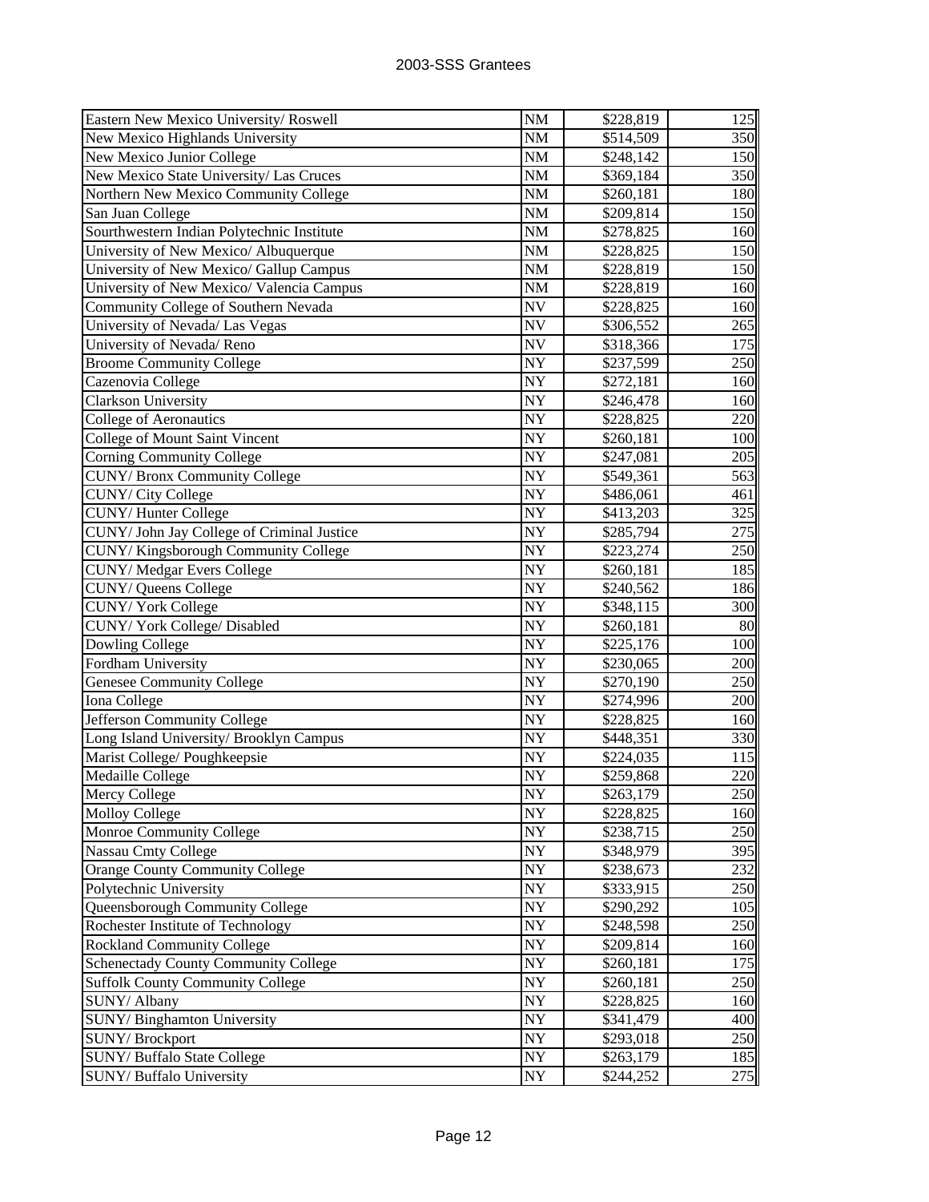| | | | |
|---|---|---|---|
| Eastern New Mexico University/ Roswell | NM | $228,819 | 125 |
| New Mexico Highlands University | NM | $514,509 | 350 |
| New Mexico Junior College | NM | $248,142 | 150 |
| New Mexico State University/ Las Cruces | NM | $369,184 | 350 |
| Northern New Mexico Community College | NM | $260,181 | 180 |
| San Juan College | NM | $209,814 | 150 |
| Sourthwestern Indian Polytechnic Institute | NM | $278,825 | 160 |
| University of New Mexico/ Albuquerque | NM | $228,825 | 150 |
| University of New Mexico/ Gallup Campus | NM | $228,819 | 150 |
| University of New Mexico/ Valencia Campus | NM | $228,819 | 160 |
| Community College of Southern Nevada | NV | $228,825 | 160 |
| University of Nevada/ Las Vegas | NV | $306,552 | 265 |
| University of Nevada/ Reno | NV | $318,366 | 175 |
| Broome Community College | NY | $237,599 | 250 |
| Cazenovia College | NY | $272,181 | 160 |
| Clarkson University | NY | $246,478 | 160 |
| College of Aeronautics | NY | $228,825 | 220 |
| College of Mount Saint Vincent | NY | $260,181 | 100 |
| Corning Community College | NY | $247,081 | 205 |
| CUNY/ Bronx Community College | NY | $549,361 | 563 |
| CUNY/ City College | NY | $486,061 | 461 |
| CUNY/ Hunter College | NY | $413,203 | 325 |
| CUNY/ John Jay College of Criminal Justice | NY | $285,794 | 275 |
| CUNY/ Kingsborough Community College | NY | $223,274 | 250 |
| CUNY/ Medgar Evers College | NY | $260,181 | 185 |
| CUNY/ Queens College | NY | $240,562 | 186 |
| CUNY/ York College | NY | $348,115 | 300 |
| CUNY/ York College/ Disabled | NY | $260,181 | 80 |
| Dowling College | NY | $225,176 | 100 |
| Fordham University | NY | $230,065 | 200 |
| Genesee Community College | NY | $270,190 | 250 |
| Iona College | NY | $274,996 | 200 |
| Jefferson Community College | NY | $228,825 | 160 |
| Long Island University/ Brooklyn Campus | NY | $448,351 | 330 |
| Marist College/ Poughkeepsie | NY | $224,035 | 115 |
| Medaille College | NY | $259,868 | 220 |
| Mercy College | NY | $263,179 | 250 |
| Molloy College | NY | $228,825 | 160 |
| Monroe Community College | NY | $238,715 | 250 |
| Nassau Cmty College | NY | $348,979 | 395 |
| Orange County Community College | NY | $238,673 | 232 |
| Polytechnic University | NY | $333,915 | 250 |
| Queensborough Community College | NY | $290,292 | 105 |
| Rochester Institute of Technology | NY | $248,598 | 250 |
| Rockland Community College | NY | $209,814 | 160 |
| Schenectady County Community College | NY | $260,181 | 175 |
| Suffolk County Community College | NY | $260,181 | 250 |
| SUNY/ Albany | NY | $228,825 | 160 |
| SUNY/ Binghamton University | NY | $341,479 | 400 |
| SUNY/ Brockport | NY | $293,018 | 250 |
| SUNY/ Buffalo State College | NY | $263,179 | 185 |
| SUNY/ Buffalo University | NY | $244,252 | 275 |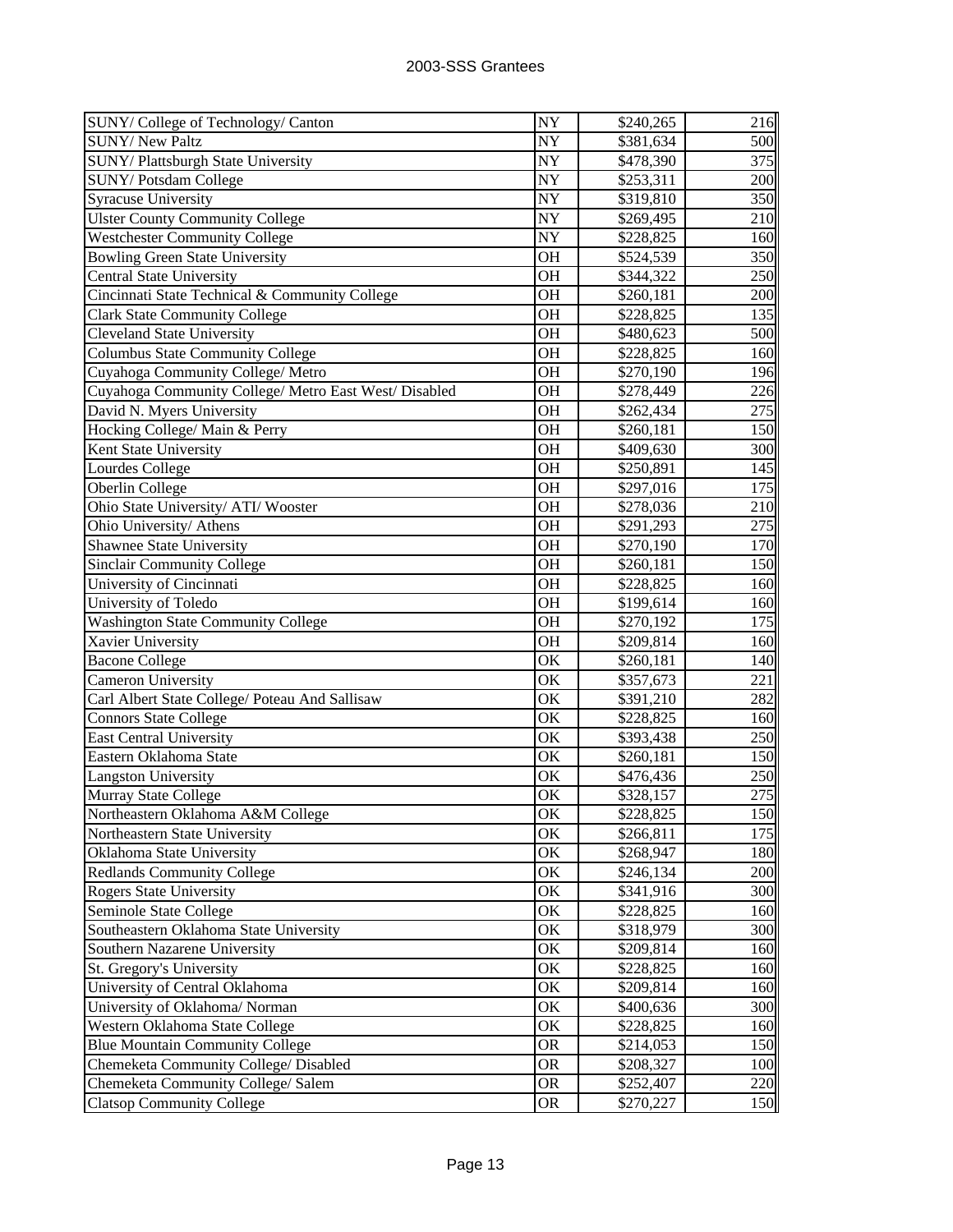| | | | |
|---|---|---|---|
| SUNY/ College of Technology/ Canton | NY | $240,265 | 216 |
| SUNY/ New Paltz | NY | $381,634 | 500 |
| SUNY/ Plattsburgh State University | NY | $478,390 | 375 |
| SUNY/ Potsdam College | NY | $253,311 | 200 |
| Syracuse University | NY | $319,810 | 350 |
| Ulster County Community College | NY | $269,495 | 210 |
| Westchester Community College | NY | $228,825 | 160 |
| Bowling Green State University | OH | $524,539 | 350 |
| Central State University | OH | $344,322 | 250 |
| Cincinnati State Technical & Community College | OH | $260,181 | 200 |
| Clark State Community College | OH | $228,825 | 135 |
| Cleveland State University | OH | $480,623 | 500 |
| Columbus State Community College | OH | $228,825 | 160 |
| Cuyahoga Community College/ Metro | OH | $270,190 | 196 |
| Cuyahoga Community College/ Metro East West/ Disabled | OH | $278,449 | 226 |
| David N. Myers University | OH | $262,434 | 275 |
| Hocking College/ Main & Perry | OH | $260,181 | 150 |
| Kent State University | OH | $409,630 | 300 |
| Lourdes College | OH | $250,891 | 145 |
| Oberlin College | OH | $297,016 | 175 |
| Ohio State University/ ATI/ Wooster | OH | $278,036 | 210 |
| Ohio University/ Athens | OH | $291,293 | 275 |
| Shawnee State University | OH | $270,190 | 170 |
| Sinclair Community College | OH | $260,181 | 150 |
| University of Cincinnati | OH | $228,825 | 160 |
| University of Toledo | OH | $199,614 | 160 |
| Washington State Community College | OH | $270,192 | 175 |
| Xavier University | OH | $209,814 | 160 |
| Bacone College | OK | $260,181 | 140 |
| Cameron University | OK | $357,673 | 221 |
| Carl Albert State College/ Poteau And Sallisaw | OK | $391,210 | 282 |
| Connors State College | OK | $228,825 | 160 |
| East Central University | OK | $393,438 | 250 |
| Eastern Oklahoma State | OK | $260,181 | 150 |
| Langston University | OK | $476,436 | 250 |
| Murray State College | OK | $328,157 | 275 |
| Northeastern Oklahoma A&M College | OK | $228,825 | 150 |
| Northeastern State University | OK | $266,811 | 175 |
| Oklahoma State University | OK | $268,947 | 180 |
| Redlands Community College | OK | $246,134 | 200 |
| Rogers State University | OK | $341,916 | 300 |
| Seminole State College | OK | $228,825 | 160 |
| Southeastern Oklahoma State University | OK | $318,979 | 300 |
| Southern Nazarene University | OK | $209,814 | 160 |
| St. Gregory's University | OK | $228,825 | 160 |
| University of Central Oklahoma | OK | $209,814 | 160 |
| University of Oklahoma/ Norman | OK | $400,636 | 300 |
| Western Oklahoma State College | OK | $228,825 | 160 |
| Blue Mountain Community College | OR | $214,053 | 150 |
| Chemeketa Community College/ Disabled | OR | $208,327 | 100 |
| Chemeketa Community College/ Salem | OR | $252,407 | 220 |
| Clatsop Community College | OR | $270,227 | 150 |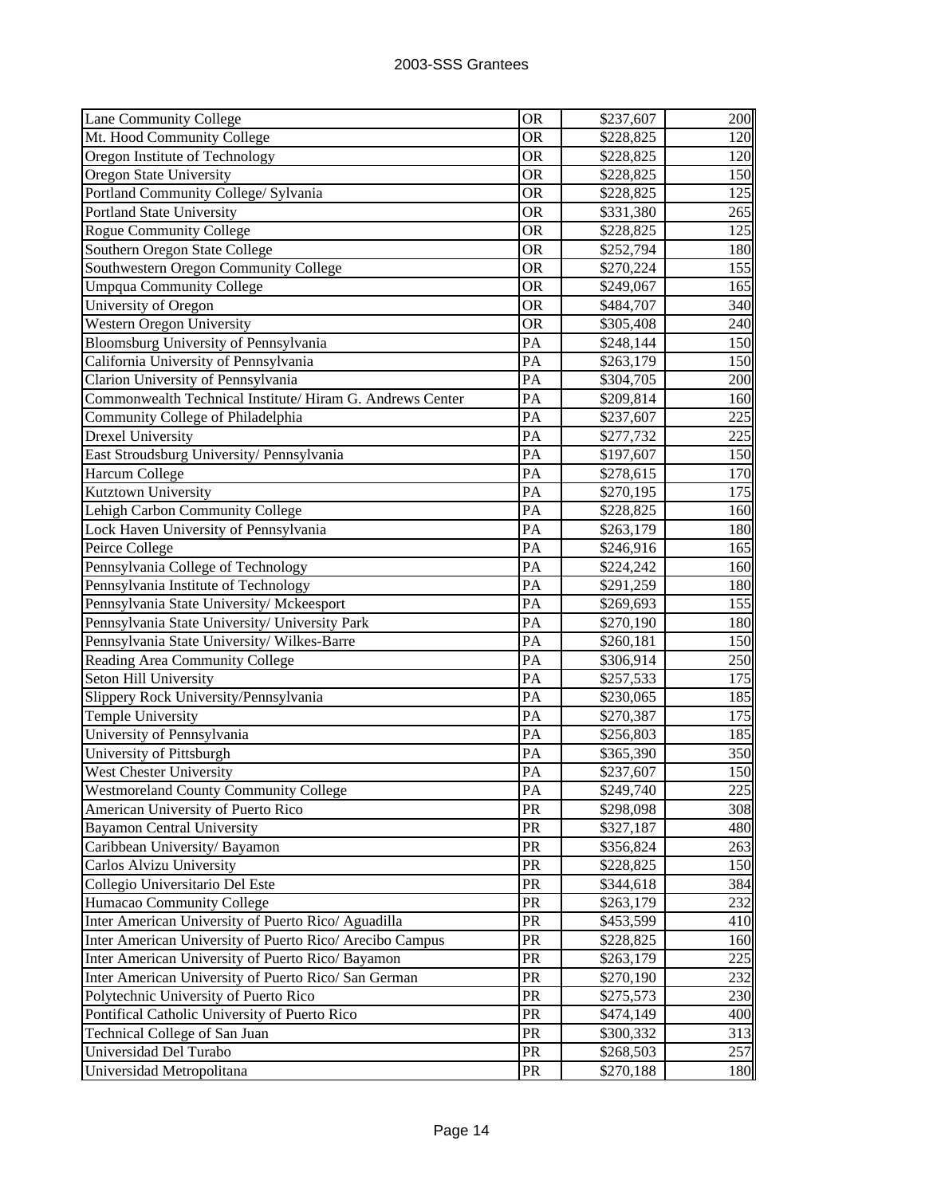| Lane Community College | OR | $237,607 | 200 |
|---|---|---|---|
| Mt. Hood Community College | OR | $228,825 | 120 |
| Oregon Institute of Technology | OR | $228,825 | 120 |
| Oregon State University | OR | $228,825 | 150 |
| Portland Community College/ Sylvania | OR | $228,825 | 125 |
| Portland State University | OR | $331,380 | 265 |
| Rogue Community College | OR | $228,825 | 125 |
| Southern Oregon State College | OR | $252,794 | 180 |
| Southwestern Oregon Community College | OR | $270,224 | 155 |
| Umpqua Community College | OR | $249,067 | 165 |
| University of Oregon | OR | $484,707 | 340 |
| Western Oregon University | OR | $305,408 | 240 |
| Bloomsburg University of Pennsylvania | PA | $248,144 | 150 |
| California University of Pennsylvania | PA | $263,179 | 150 |
| Clarion University of Pennsylvania | PA | $304,705 | 200 |
| Commonwealth Technical Institute/ Hiram G. Andrews Center | PA | $209,814 | 160 |
| Community College of Philadelphia | PA | $237,607 | 225 |
| Drexel University | PA | $277,732 | 225 |
| East Stroudsburg University/ Pennsylvania | PA | $197,607 | 150 |
| Harcum College | PA | $278,615 | 170 |
| Kutztown University | PA | $270,195 | 175 |
| Lehigh Carbon Community College | PA | $228,825 | 160 |
| Lock Haven University of Pennsylvania | PA | $263,179 | 180 |
| Peirce College | PA | $246,916 | 165 |
| Pennsylvania College of Technology | PA | $224,242 | 160 |
| Pennsylvania Institute of Technology | PA | $291,259 | 180 |
| Pennsylvania State University/ Mckeesport | PA | $269,693 | 155 |
| Pennsylvania State University/ University Park | PA | $270,190 | 180 |
| Pennsylvania State University/ Wilkes-Barre | PA | $260,181 | 150 |
| Reading Area Community College | PA | $306,914 | 250 |
| Seton Hill University | PA | $257,533 | 175 |
| Slippery Rock University/Pennsylvania | PA | $230,065 | 185 |
| Temple University | PA | $270,387 | 175 |
| University of Pennsylvania | PA | $256,803 | 185 |
| University of Pittsburgh | PA | $365,390 | 350 |
| West Chester University | PA | $237,607 | 150 |
| Westmoreland County Community College | PA | $249,740 | 225 |
| American University of Puerto Rico | PR | $298,098 | 308 |
| Bayamon Central University | PR | $327,187 | 480 |
| Caribbean University/ Bayamon | PR | $356,824 | 263 |
| Carlos Alvizu University | PR | $228,825 | 150 |
| Collegio Universitario Del Este | PR | $344,618 | 384 |
| Humacao Community College | PR | $263,179 | 232 |
| Inter American University of Puerto Rico/ Aguadilla | PR | $453,599 | 410 |
| Inter American University of Puerto Rico/ Arecibo Campus | PR | $228,825 | 160 |
| Inter American University of Puerto Rico/ Bayamon | PR | $263,179 | 225 |
| Inter American University of Puerto Rico/ San German | PR | $270,190 | 232 |
| Polytechnic University of Puerto Rico | PR | $275,573 | 230 |
| Pontifical Catholic University of Puerto Rico | PR | $474,149 | 400 |
| Technical College of San Juan | PR | $300,332 | 313 |
| Universidad Del Turabo | PR | $268,503 | 257 |
| Universidad Metropolitana | PR | $270,188 | 180 |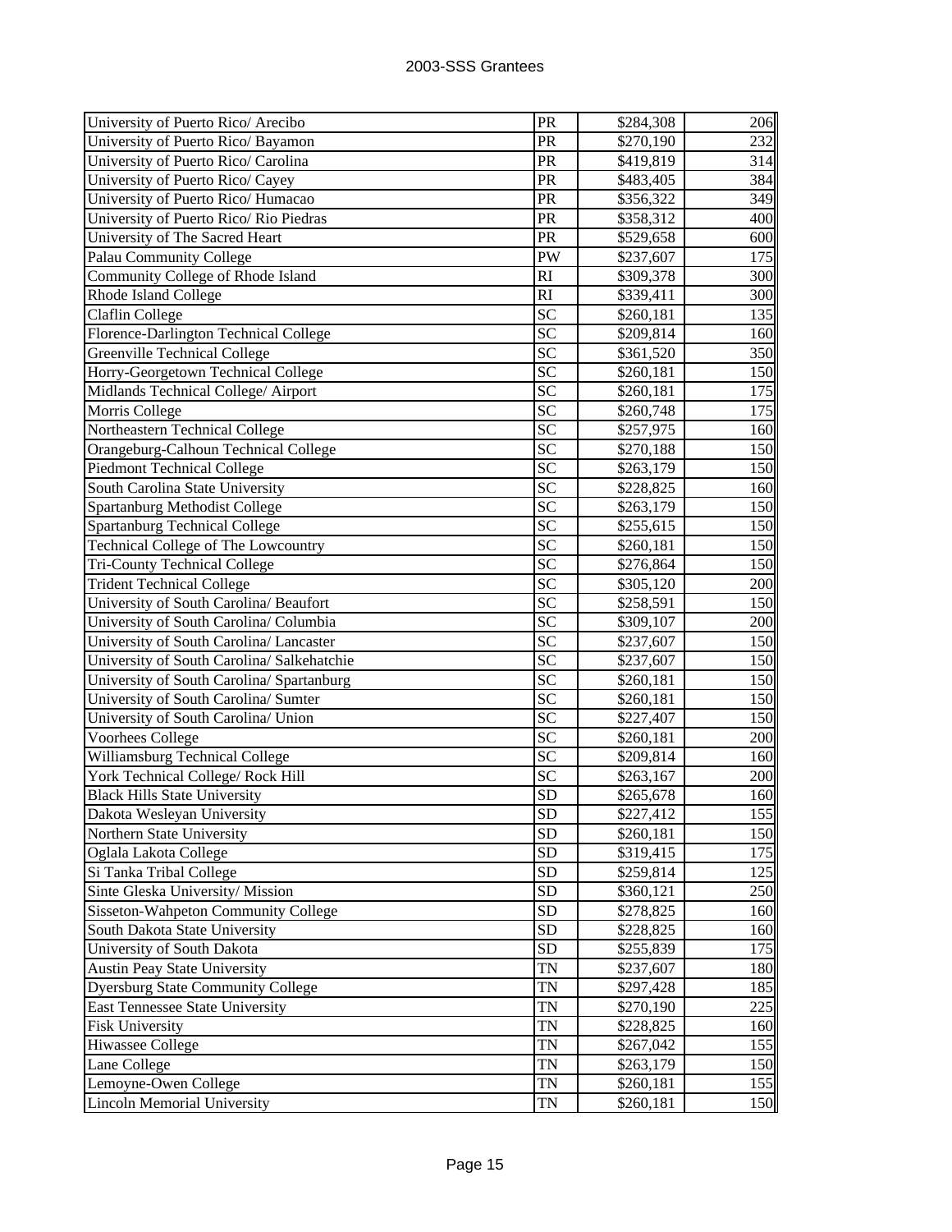| | | | |
|---|---|---|---|
| University of Puerto Rico/ Arecibo | PR | $284,308 | 206 |
| University of Puerto Rico/ Bayamon | PR | $270,190 | 232 |
| University of Puerto Rico/ Carolina | PR | $419,819 | 314 |
| University of Puerto Rico/ Cayey | PR | $483,405 | 384 |
| University of Puerto Rico/ Humacao | PR | $356,322 | 349 |
| University of Puerto Rico/ Rio Piedras | PR | $358,312 | 400 |
| University of The Sacred Heart | PR | $529,658 | 600 |
| Palau Community College | PW | $237,607 | 175 |
| Community College of Rhode Island | RI | $309,378 | 300 |
| Rhode Island College | RI | $339,411 | 300 |
| Claflin College | SC | $260,181 | 135 |
| Florence-Darlington Technical College | SC | $209,814 | 160 |
| Greenville Technical College | SC | $361,520 | 350 |
| Horry-Georgetown Technical College | SC | $260,181 | 150 |
| Midlands Technical College/ Airport | SC | $260,181 | 175 |
| Morris College | SC | $260,748 | 175 |
| Northeastern Technical College | SC | $257,975 | 160 |
| Orangeburg-Calhoun Technical College | SC | $270,188 | 150 |
| Piedmont Technical College | SC | $263,179 | 150 |
| South Carolina State University | SC | $228,825 | 160 |
| Spartanburg Methodist College | SC | $263,179 | 150 |
| Spartanburg Technical College | SC | $255,615 | 150 |
| Technical College of The Lowcountry | SC | $260,181 | 150 |
| Tri-County Technical College | SC | $276,864 | 150 |
| Trident Technical College | SC | $305,120 | 200 |
| University of South Carolina/ Beaufort | SC | $258,591 | 150 |
| University of South Carolina/ Columbia | SC | $309,107 | 200 |
| University of South Carolina/ Lancaster | SC | $237,607 | 150 |
| University of South Carolina/ Salkehatchie | SC | $237,607 | 150 |
| University of South Carolina/ Spartanburg | SC | $260,181 | 150 |
| University of South Carolina/ Sumter | SC | $260,181 | 150 |
| University of South Carolina/ Union | SC | $227,407 | 150 |
| Voorhees College | SC | $260,181 | 200 |
| Williamsburg Technical College | SC | $209,814 | 160 |
| York Technical College/ Rock Hill | SC | $263,167 | 200 |
| Black Hills State University | SD | $265,678 | 160 |
| Dakota Wesleyan University | SD | $227,412 | 155 |
| Northern State University | SD | $260,181 | 150 |
| Oglala Lakota College | SD | $319,415 | 175 |
| Si Tanka Tribal College | SD | $259,814 | 125 |
| Sinte Gleska University/ Mission | SD | $360,121 | 250 |
| Sisseton-Wahpeton Community College | SD | $278,825 | 160 |
| South Dakota State University | SD | $228,825 | 160 |
| University of South Dakota | SD | $255,839 | 175 |
| Austin Peay State University | TN | $237,607 | 180 |
| Dyersburg State Community College | TN | $297,428 | 185 |
| East Tennessee State University | TN | $270,190 | 225 |
| Fisk University | TN | $228,825 | 160 |
| Hiwassee College | TN | $267,042 | 155 |
| Lane College | TN | $263,179 | 150 |
| Lemoyne-Owen College | TN | $260,181 | 155 |
| Lincoln Memorial University | TN | $260,181 | 150 |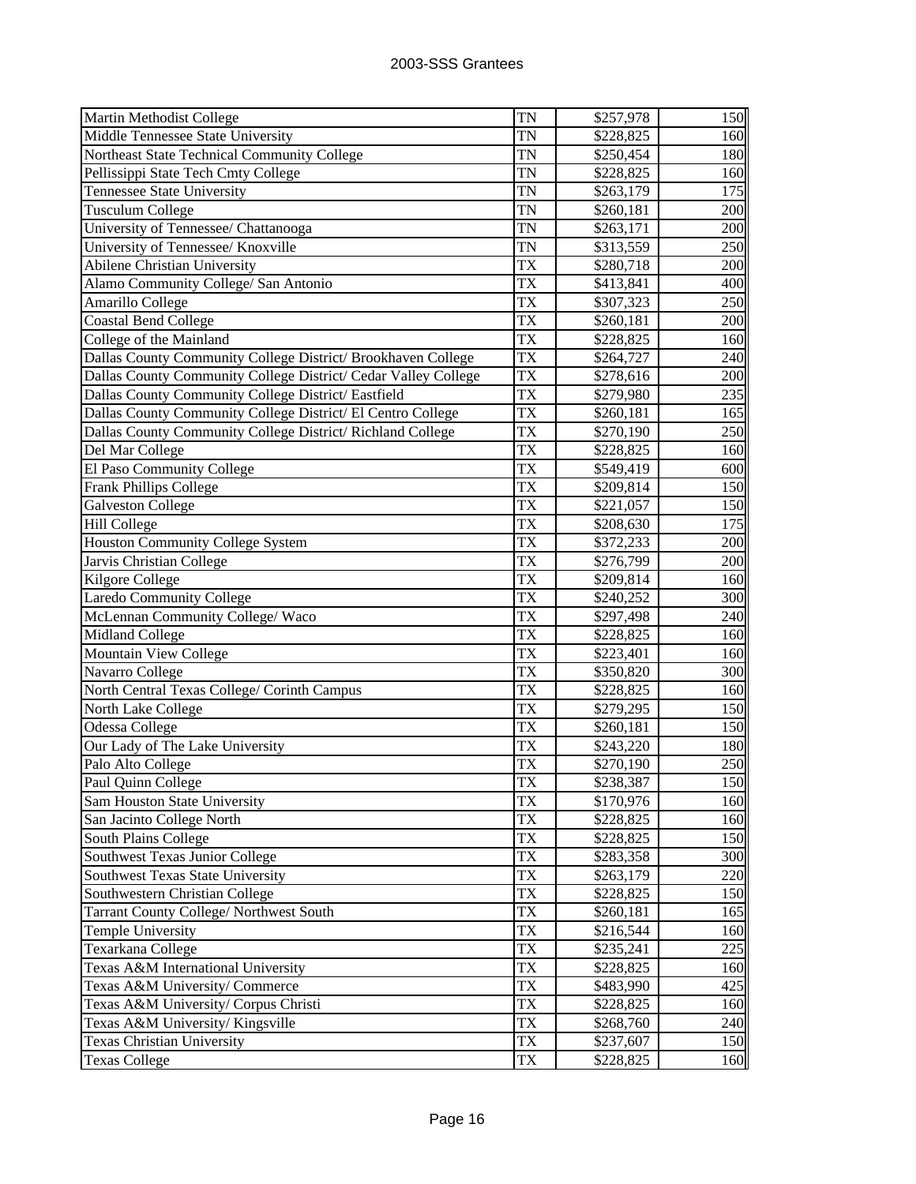| | | | |
|---|---|---|---|
| Martin Methodist College | TN | $257,978 | 150 |
| Middle Tennessee State University | TN | $228,825 | 160 |
| Northeast State Technical Community College | TN | $250,454 | 180 |
| Pellissippi State Tech Cmty College | TN | $228,825 | 160 |
| Tennessee State University | TN | $263,179 | 175 |
| Tusculum College | TN | $260,181 | 200 |
| University of Tennessee/ Chattanooga | TN | $263,171 | 200 |
| University of Tennessee/ Knoxville | TN | $313,559 | 250 |
| Abilene Christian University | TX | $280,718 | 200 |
| Alamo Community College/ San Antonio | TX | $413,841 | 400 |
| Amarillo College | TX | $307,323 | 250 |
| Coastal Bend College | TX | $260,181 | 200 |
| College of the Mainland | TX | $228,825 | 160 |
| Dallas County Community College District/ Brookhaven College | TX | $264,727 | 240 |
| Dallas County Community College District/ Cedar Valley College | TX | $278,616 | 200 |
| Dallas County Community College District/ Eastfield | TX | $279,980 | 235 |
| Dallas County Community College District/ El Centro College | TX | $260,181 | 165 |
| Dallas County Community College District/ Richland College | TX | $270,190 | 250 |
| Del Mar College | TX | $228,825 | 160 |
| El Paso Community College | TX | $549,419 | 600 |
| Frank Phillips College | TX | $209,814 | 150 |
| Galveston College | TX | $221,057 | 150 |
| Hill College | TX | $208,630 | 175 |
| Houston Community College System | TX | $372,233 | 200 |
| Jarvis Christian College | TX | $276,799 | 200 |
| Kilgore College | TX | $209,814 | 160 |
| Laredo Community College | TX | $240,252 | 300 |
| McLennan Community College/ Waco | TX | $297,498 | 240 |
| Midland College | TX | $228,825 | 160 |
| Mountain View College | TX | $223,401 | 160 |
| Navarro College | TX | $350,820 | 300 |
| North Central Texas College/ Corinth Campus | TX | $228,825 | 160 |
| North Lake College | TX | $279,295 | 150 |
| Odessa College | TX | $260,181 | 150 |
| Our Lady of The Lake University | TX | $243,220 | 180 |
| Palo Alto College | TX | $270,190 | 250 |
| Paul Quinn College | TX | $238,387 | 150 |
| Sam Houston State University | TX | $170,976 | 160 |
| San Jacinto College North | TX | $228,825 | 160 |
| South Plains College | TX | $228,825 | 150 |
| Southwest Texas Junior College | TX | $283,358 | 300 |
| Southwest Texas State University | TX | $263,179 | 220 |
| Southwestern Christian College | TX | $228,825 | 150 |
| Tarrant County College/ Northwest South | TX | $260,181 | 165 |
| Temple University | TX | $216,544 | 160 |
| Texarkana College | TX | $235,241 | 225 |
| Texas A&M International University | TX | $228,825 | 160 |
| Texas A&M University/ Commerce | TX | $483,990 | 425 |
| Texas A&M University/ Corpus Christi | TX | $228,825 | 160 |
| Texas A&M University/ Kingsville | TX | $268,760 | 240 |
| Texas Christian University | TX | $237,607 | 150 |
| Texas College | TX | $228,825 | 160 |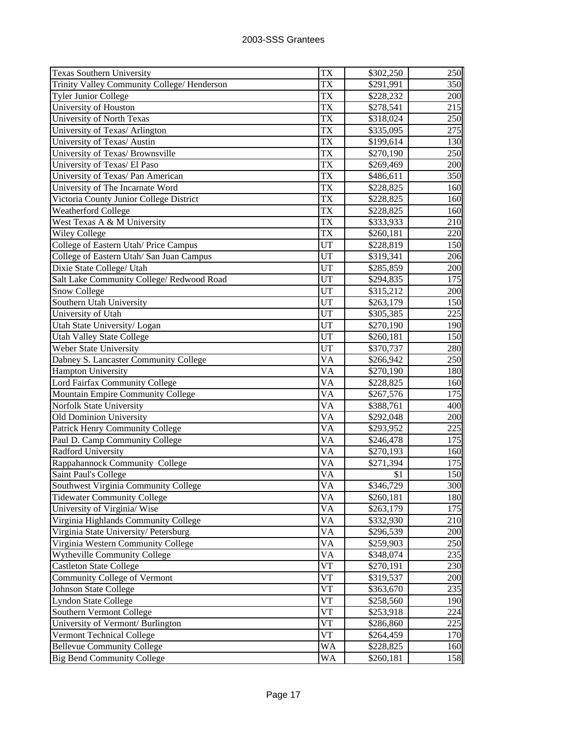| | | | |
|---|---|---|---|
| Texas Southern University | TX | $302,250 | 250 |
| Trinity Valley Community College/ Henderson | TX | $291,991 | 350 |
| Tyler Junior College | TX | $228,232 | 200 |
| University of Houston | TX | $278,541 | 215 |
| University of North Texas | TX | $318,024 | 250 |
| University of Texas/ Arlington | TX | $335,095 | 275 |
| University of Texas/ Austin | TX | $199,614 | 130 |
| University of Texas/ Brownsville | TX | $270,190 | 250 |
| University of Texas/ El Paso | TX | $269,469 | 200 |
| University of Texas/ Pan American | TX | $486,611 | 350 |
| University of The Incarnate Word | TX | $228,825 | 160 |
| Victoria County Junior College District | TX | $228,825 | 160 |
| Weatherford College | TX | $228,825 | 160 |
| West Texas A & M University | TX | $333,933 | 210 |
| Wiley College | TX | $260,181 | 220 |
| College of Eastern Utah/ Price Campus | UT | $228,819 | 150 |
| College of Eastern Utah/ San Juan Campus | UT | $319,341 | 206 |
| Dixie State College/ Utah | UT | $285,859 | 200 |
| Salt Lake Community College/ Redwood Road | UT | $294,835 | 175 |
| Snow College | UT | $315,212 | 200 |
| Southern Utah University | UT | $263,179 | 150 |
| University of Utah | UT | $305,385 | 225 |
| Utah State University/ Logan | UT | $270,190 | 190 |
| Utah Valley State College | UT | $260,181 | 150 |
| Weber State University | UT | $370,737 | 280 |
| Dabney S. Lancaster Community College | VA | $266,942 | 250 |
| Hampton University | VA | $270,190 | 180 |
| Lord Fairfax Community College | VA | $228,825 | 160 |
| Mountain Empire Community College | VA | $267,576 | 175 |
| Norfolk State University | VA | $388,761 | 400 |
| Old Dominion University | VA | $292,048 | 200 |
| Patrick Henry Community College | VA | $293,952 | 225 |
| Paul D. Camp Community College | VA | $246,478 | 175 |
| Radford University | VA | $270,193 | 160 |
| Rappahannock Community College | VA | $271,394 | 175 |
| Saint Paul's College | VA | $1 | 150 |
| Southwest Virginia Community College | VA | $346,729 | 300 |
| Tidewater Community College | VA | $260,181 | 180 |
| University of Virginia/ Wise | VA | $263,179 | 175 |
| Virginia Highlands Community College | VA | $332,930 | 210 |
| Virginia State University/ Petersburg | VA | $296,539 | 200 |
| Virginia Western Community College | VA | $259,903 | 250 |
| Wytheville Community College | VA | $348,074 | 235 |
| Castleton State College | VT | $270,191 | 230 |
| Community College of Vermont | VT | $319,537 | 200 |
| Johnson State College | VT | $363,670 | 235 |
| Lyndon State College | VT | $258,560 | 190 |
| Southern Vermont College | VT | $253,918 | 224 |
| University of Vermont/ Burlington | VT | $286,860 | 225 |
| Vermont Technical College | VT | $264,459 | 170 |
| Bellevue Community College | WA | $228,825 | 160 |
| Big Bend Community College | WA | $260,181 | 158 |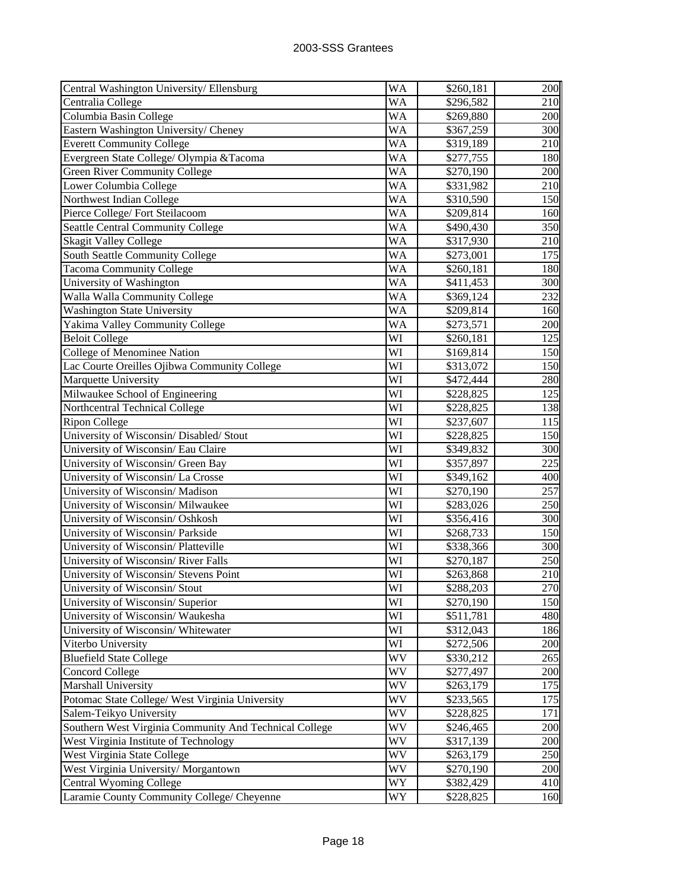| Central Washington University/ Ellensburg | WA | $260,181 | 200 |
|---|---|---|---|
| Centralia College | WA | $296,582 | 210 |
| Columbia Basin College | WA | $269,880 | 200 |
| Eastern Washington University/ Cheney | WA | $367,259 | 300 |
| Everett Community College | WA | $319,189 | 210 |
| Evergreen State College/ Olympia &Tacoma | WA | $277,755 | 180 |
| Green River Community College | WA | $270,190 | 200 |
| Lower Columbia College | WA | $331,982 | 210 |
| Northwest Indian College | WA | $310,590 | 150 |
| Pierce College/ Fort Steilacoom | WA | $209,814 | 160 |
| Seattle Central Community College | WA | $490,430 | 350 |
| Skagit Valley College | WA | $317,930 | 210 |
| South Seattle Community College | WA | $273,001 | 175 |
| Tacoma Community College | WA | $260,181 | 180 |
| University of Washington | WA | $411,453 | 300 |
| Walla Walla Community College | WA | $369,124 | 232 |
| Washington State University | WA | $209,814 | 160 |
| Yakima Valley Community College | WA | $273,571 | 200 |
| Beloit College | WI | $260,181 | 125 |
| College of Menominee Nation | WI | $169,814 | 150 |
| Lac Courte Oreilles Ojibwa Community College | WI | $313,072 | 150 |
| Marquette University | WI | $472,444 | 280 |
| Milwaukee School of Engineering | WI | $228,825 | 125 |
| Northcentral Technical College | WI | $228,825 | 138 |
| Ripon College | WI | $237,607 | 115 |
| University of Wisconsin/ Disabled/ Stout | WI | $228,825 | 150 |
| University of Wisconsin/ Eau Claire | WI | $349,832 | 300 |
| University of Wisconsin/ Green Bay | WI | $357,897 | 225 |
| University of Wisconsin/ La Crosse | WI | $349,162 | 400 |
| University of Wisconsin/ Madison | WI | $270,190 | 257 |
| University of Wisconsin/ Milwaukee | WI | $283,026 | 250 |
| University of Wisconsin/ Oshkosh | WI | $356,416 | 300 |
| University of Wisconsin/ Parkside | WI | $268,733 | 150 |
| University of Wisconsin/ Platteville | WI | $338,366 | 300 |
| University of Wisconsin/ River Falls | WI | $270,187 | 250 |
| University of Wisconsin/ Stevens Point | WI | $263,868 | 210 |
| University of Wisconsin/ Stout | WI | $288,203 | 270 |
| University of Wisconsin/ Superior | WI | $270,190 | 150 |
| University of Wisconsin/ Waukesha | WI | $511,781 | 480 |
| University of Wisconsin/ Whitewater | WI | $312,043 | 186 |
| Viterbo University | WI | $272,506 | 200 |
| Bluefield State College | WV | $330,212 | 265 |
| Concord College | WV | $277,497 | 200 |
| Marshall University | WV | $263,179 | 175 |
| Potomac State College/ West Virginia University | WV | $233,565 | 175 |
| Salem-Teikyo University | WV | $228,825 | 171 |
| Southern West Virginia Community And Technical College | WV | $246,465 | 200 |
| West Virginia Institute of Technology | WV | $317,139 | 200 |
| West Virginia State College | WV | $263,179 | 250 |
| West Virginia University/ Morgantown | WV | $270,190 | 200 |
| Central Wyoming College | WY | $382,429 | 410 |
| Laramie County Community College/ Cheyenne | WY | $228,825 | 160 |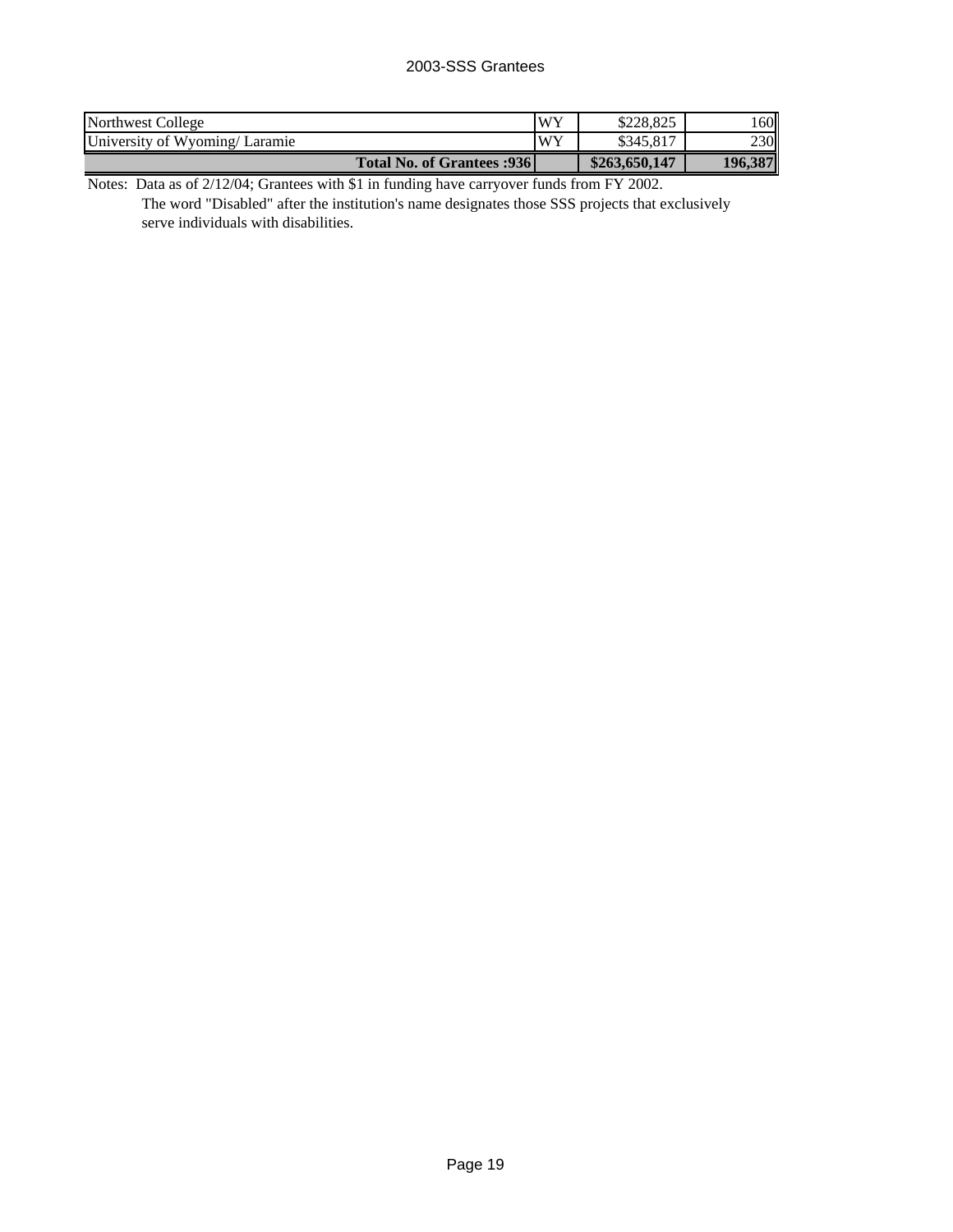| | | | |
|---|---|---|---|
| Northwest College | WY | $228,825 | 160 |
| University of Wyoming/ Laramie | WY | $345,817 | 230 |
| **Total No. of Grantees :936** | | **$263,650,147** | **196,387** |

Notes: Data as of 2/12/04; Grantees with $1 in funding have carryover funds from FY 2002.
The word "Disabled" after the institution's name designates those SSS projects that exclusively serve individuals with disabilities.